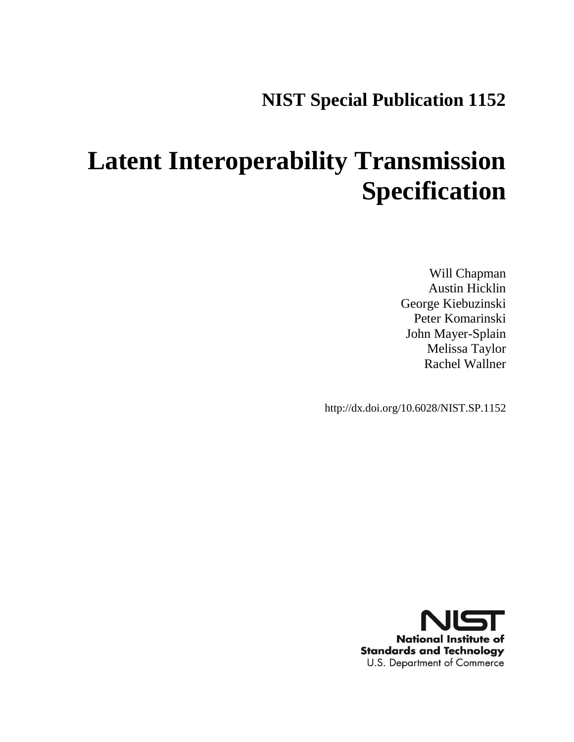**NIST Special Publication 1152**

# Latent Interoperability Transmission Specification

Will Chapman
Austin Hicklin
George Kiebuzinski
Peter Komarinski
John Mayer-Splain
Melissa Taylor
Rachel Wallner

http://dx.doi.org/10.6028/NIST.SP.1152

**National Institute of Standards and Technology**
U.S. Department of Commerce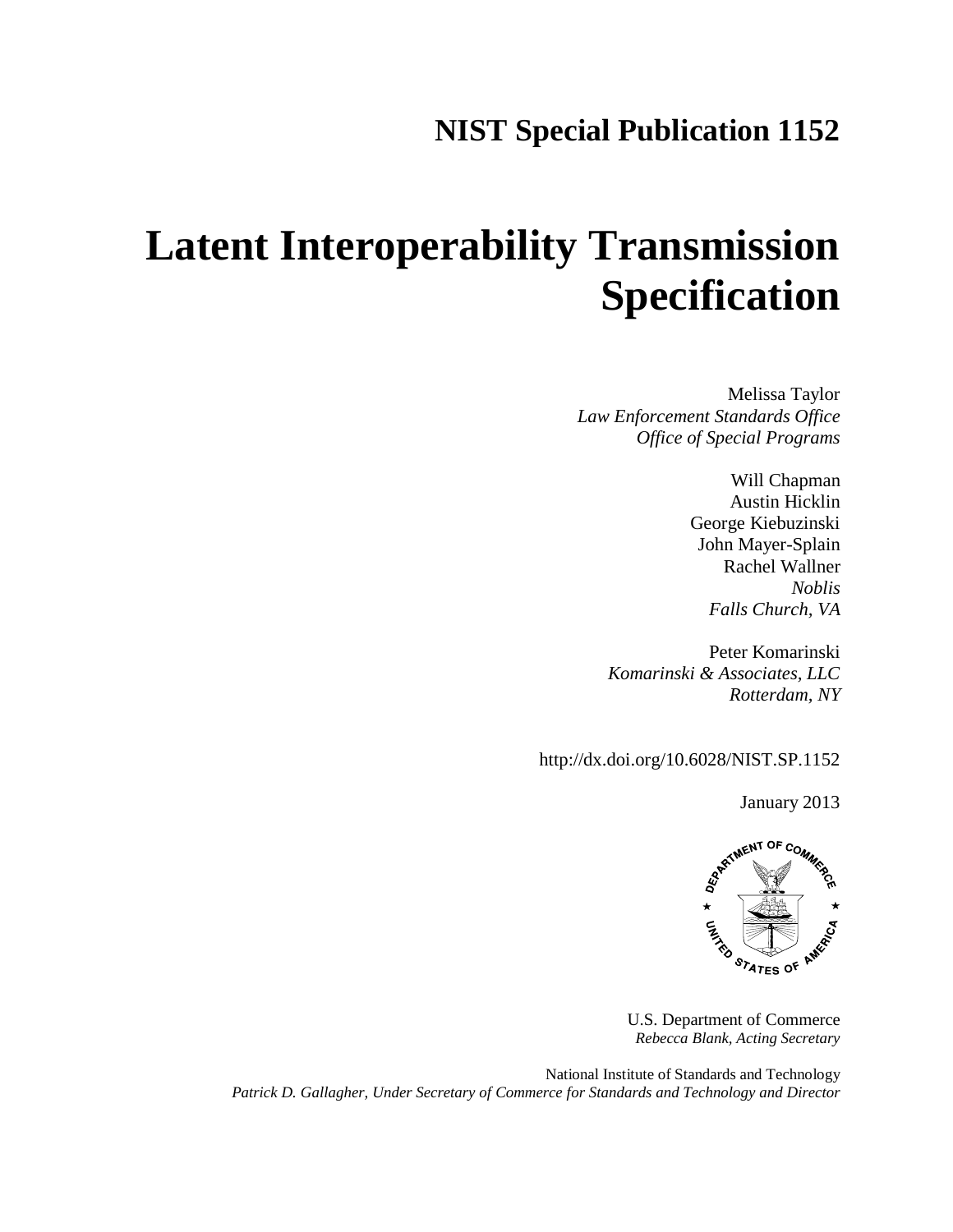# NIST Special Publication 1152

# Latent Interoperability Transmission Specification

Melissa Taylor
*Law Enforcement Standards Office*
*Office of Special Programs*

Will Chapman
Austin Hicklin
George Kiebuzinski
John Mayer-Splain
Rachel Wallner
*Noblis*
*Falls Church, VA*

Peter Komarinski
*Komarinski & Associates, LLC*
*Rotterdam, NY*

http://dx.doi.org/10.6028/NIST.SP.1152

January 2013

U.S. Department of Commerce
*Rebecca Blank, Acting Secretary*

National Institute of Standards and Technology
*Patrick D. Gallagher, Under Secretary of Commerce for Standards and Technology and Director*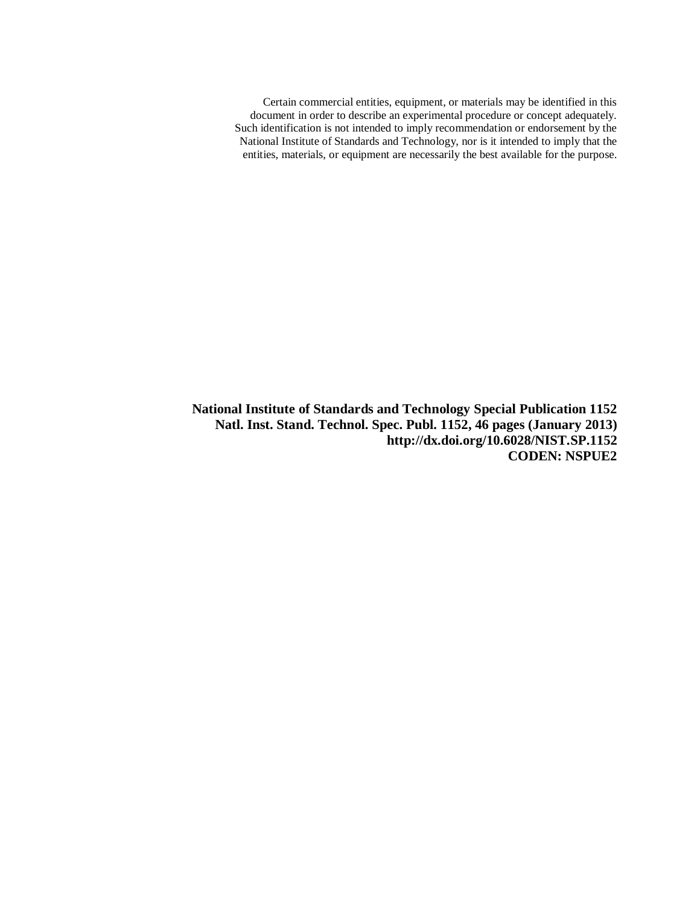Certain commercial entities, equipment, or materials may be identified in this document in order to describe an experimental procedure or concept adequately. Such identification is not intended to imply recommendation or endorsement by the National Institute of Standards and Technology, nor is it intended to imply that the entities, materials, or equipment are necessarily the best available for the purpose.

**National Institute of Standards and Technology Special Publication 1152**
**Natl. Inst. Stand. Technol. Spec. Publ. 1152, 46 pages (January 2013)**
**http://dx.doi.org/10.6028/NIST.SP.1152**
**CODEN: NSPUE2**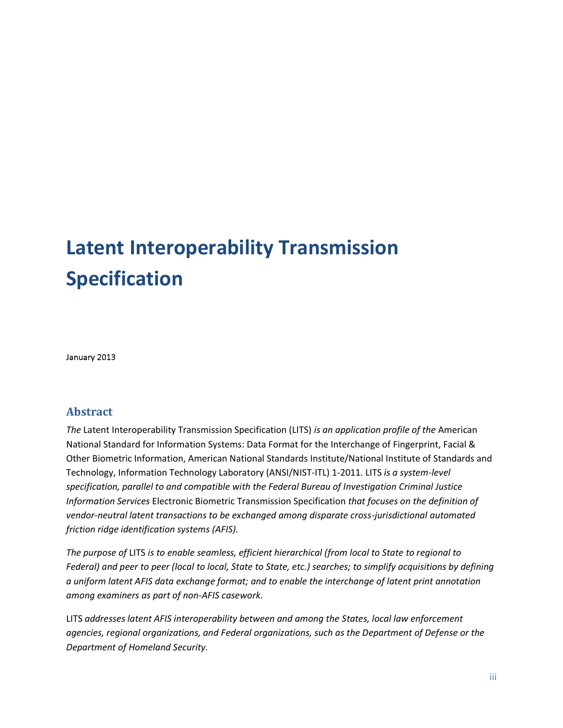# Latent Interoperability Transmission Specification

January 2013

## Abstract

*The* Latent Interoperability Transmission Specification (LITS) *is an application profile of the* American National Standard for Information Systems: Data Format for the Interchange of Fingerprint, Facial & Other Biometric Information, American National Standards Institute/National Institute of Standards and Technology, Information Technology Laboratory (ANSI/NIST-ITL) 1-2011*.* LITS *is a system-level specification, parallel to and compatible with the Federal Bureau of Investigation Criminal Justice Information Services* Electronic Biometric Transmission Specification *that focuses on the definition of vendor-neutral latent transactions to be exchanged among disparate cross-jurisdictional automated friction ridge identification systems (AFIS).*

*The purpose of* LITS *is to enable seamless, efficient hierarchical (from local to State to regional to Federal) and peer to peer (local to local, State to State, etc.) searches; to simplify acquisitions by defining a uniform latent AFIS data exchange format; and to enable the interchange of latent print annotation among examiners as part of non-AFIS casework.*

LITS *addresses latent AFIS interoperability between and among the States, local law enforcement agencies, regional organizations, and Federal organizations, such as the Department of Defense or the Department of Homeland Security.*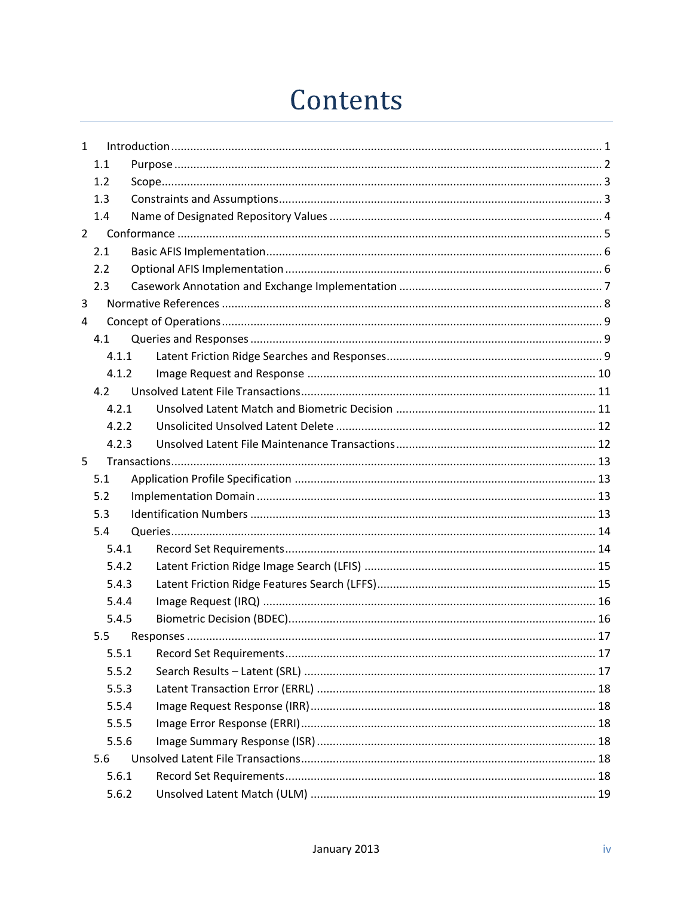# Contents

- 1 Introduction ........ 1
  - 1.1 Purpose ........ 2
  - 1.2 Scope ........ 3
  - 1.3 Constraints and Assumptions ........ 3
  - 1.4 Name of Designated Repository Values ........ 4
- 2 Conformance ........ 5
  - 2.1 Basic AFIS Implementation ........ 6
  - 2.2 Optional AFIS Implementation ........ 6
  - 2.3 Casework Annotation and Exchange Implementation ........ 7
- 3 Normative References ........ 8
- 4 Concept of Operations ........ 9
  - 4.1 Queries and Responses ........ 9
    - 4.1.1 Latent Friction Ridge Searches and Responses ........ 9
    - 4.1.2 Image Request and Response ........ 10
  - 4.2 Unsolved Latent File Transactions ........ 11
    - 4.2.1 Unsolved Latent Match and Biometric Decision ........ 11
    - 4.2.2 Unsolicited Unsolved Latent Delete ........ 12
    - 4.2.3 Unsolved Latent File Maintenance Transactions ........ 12
- 5 Transactions ........ 13
  - 5.1 Application Profile Specification ........ 13
  - 5.2 Implementation Domain ........ 13
  - 5.3 Identification Numbers ........ 13
  - 5.4 Queries ........ 14
    - 5.4.1 Record Set Requirements ........ 14
    - 5.4.2 Latent Friction Ridge Image Search (LFIS) ........ 15
    - 5.4.3 Latent Friction Ridge Features Search (LFFS) ........ 15
    - 5.4.4 Image Request (IRQ) ........ 16
    - 5.4.5 Biometric Decision (BDEC) ........ 16
  - 5.5 Responses ........ 17
    - 5.5.1 Record Set Requirements ........ 17
    - 5.5.2 Search Results – Latent (SRL) ........ 17
    - 5.5.3 Latent Transaction Error (ERRL) ........ 18
    - 5.5.4 Image Request Response (IRR) ........ 18
    - 5.5.5 Image Error Response (ERRI) ........ 18
    - 5.5.6 Image Summary Response (ISR) ........ 18
  - 5.6 Unsolved Latent File Transactions ........ 18
    - 5.6.1 Record Set Requirements ........ 18
    - 5.6.2 Unsolved Latent Match (ULM) ........ 19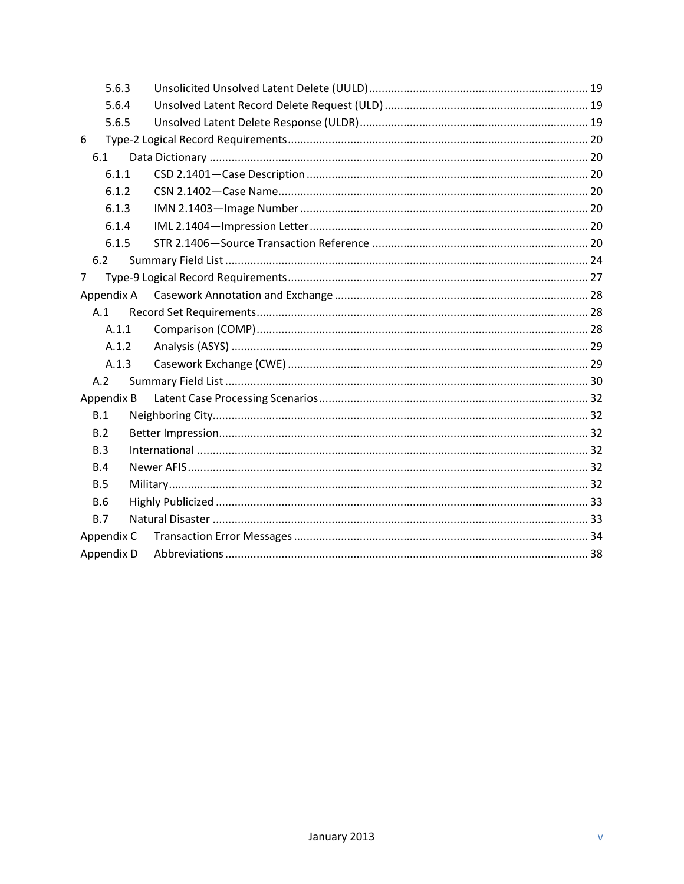5.6.3 Unsolicited Unsolved Latent Delete (UULD) ..... 19
5.6.4 Unsolved Latent Record Delete Request (ULD) ..... 19
5.6.5 Unsolved Latent Delete Response (ULDR) ..... 19
6 Type-2 Logical Record Requirements ..... 20
6.1 Data Dictionary ..... 20
6.1.1 CSD 2.1401—Case Description ..... 20
6.1.2 CSN 2.1402—Case Name ..... 20
6.1.3 IMN 2.1403—Image Number ..... 20
6.1.4 IML 2.1404—Impression Letter ..... 20
6.1.5 STR 2.1406—Source Transaction Reference ..... 20
6.2 Summary Field List ..... 24
7 Type-9 Logical Record Requirements ..... 27
Appendix A Casework Annotation and Exchange ..... 28
A.1 Record Set Requirements ..... 28
A.1.1 Comparison (COMP) ..... 28
A.1.2 Analysis (ASYS) ..... 29
A.1.3 Casework Exchange (CWE) ..... 29
A.2 Summary Field List ..... 30
Appendix B Latent Case Processing Scenarios ..... 32
B.1 Neighboring City ..... 32
B.2 Better Impression ..... 32
B.3 International ..... 32
B.4 Newer AFIS ..... 32
B.5 Military ..... 32
B.6 Highly Publicized ..... 33
B.7 Natural Disaster ..... 33
Appendix C Transaction Error Messages ..... 34
Appendix D Abbreviations ..... 38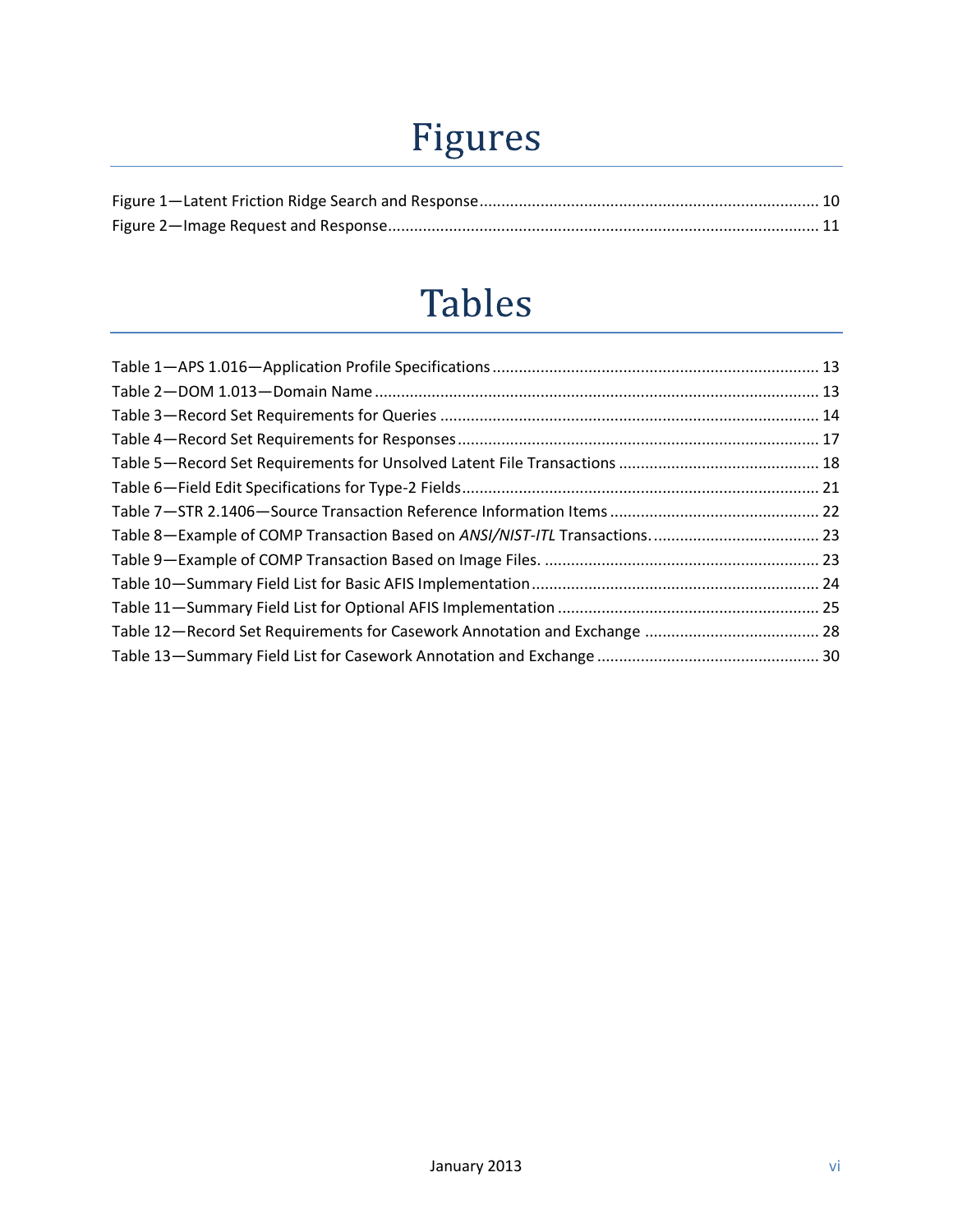# Figures

Figure 1—Latent Friction Ridge Search and Response ........................................................................... 10
Figure 2—Image Request and Response ................................................................................................ 11

# Tables

Table 1—APS 1.016—Application Profile Specifications ........................................................................ 13
Table 2—DOM 1.013—Domain Name ................................................................................................... 13
Table 3—Record Set Requirements for Queries .................................................................................... 14
Table 4—Record Set Requirements for Responses ................................................................................ 17
Table 5—Record Set Requirements for Unsolved Latent File Transactions ............................................ 18
Table 6—Field Edit Specifications for Type-2 Fields ............................................................................... 21
Table 7—STR 2.1406—Source Transaction Reference Information Items .............................................. 22
Table 8—Example of COMP Transaction Based on *ANSI/NIST-ITL* Transactions. ..................................... 23
Table 9—Example of COMP Transaction Based on Image Files. ............................................................. 23
Table 10—Summary Field List for Basic AFIS Implementation ............................................................... 24
Table 11—Summary Field List for Optional AFIS Implementation .......................................................... 25
Table 12—Record Set Requirements for Casework Annotation and Exchange ....................................... 28
Table 13—Summary Field List for Casework Annotation and Exchange ................................................. 30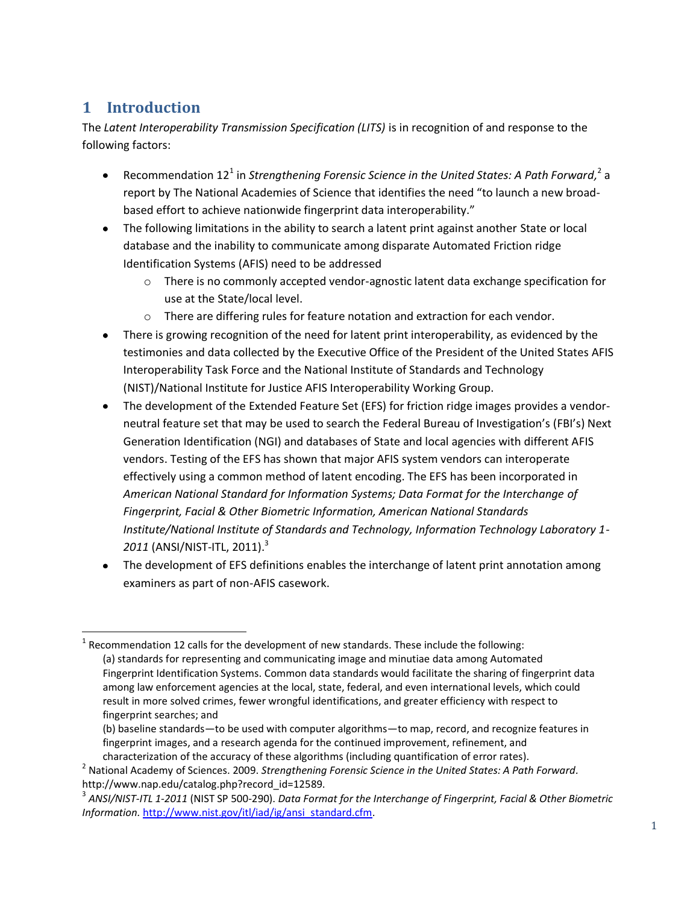# 1 Introduction

The *Latent Interoperability Transmission Specification (LITS)* is in recognition of and response to the following factors:

- Recommendation 12[1] in *Strengthening Forensic Science in the United States: A Path Forward,*[2] a report by The National Academies of Science that identifies the need "to launch a new broad-based effort to achieve nationwide fingerprint data interoperability."
- The following limitations in the ability to search a latent print against another State or local database and the inability to communicate among disparate Automated Friction ridge Identification Systems (AFIS) need to be addressed
  - There is no commonly accepted vendor-agnostic latent data exchange specification for use at the State/local level.
  - There are differing rules for feature notation and extraction for each vendor.
- There is growing recognition of the need for latent print interoperability, as evidenced by the testimonies and data collected by the Executive Office of the President of the United States AFIS Interoperability Task Force and the National Institute of Standards and Technology (NIST)/National Institute for Justice AFIS Interoperability Working Group.
- The development of the Extended Feature Set (EFS) for friction ridge images provides a vendor-neutral feature set that may be used to search the Federal Bureau of Investigation's (FBI's) Next Generation Identification (NGI) and databases of State and local agencies with different AFIS vendors. Testing of the EFS has shown that major AFIS system vendors can interoperate effectively using a common method of latent encoding. The EFS has been incorporated in *American National Standard for Information Systems; Data Format for the Interchange of Fingerprint, Facial & Other Biometric Information, American National Standards Institute/National Institute of Standards and Technology, Information Technology Laboratory 1-2011* (ANSI/NIST-ITL, 2011).[3]
- The development of EFS definitions enables the interchange of latent print annotation among examiners as part of non-AFIS casework.

---

[1] Recommendation 12 calls for the development of new standards. These include the following:
(a) standards for representing and communicating image and minutiae data among Automated Fingerprint Identification Systems. Common data standards would facilitate the sharing of fingerprint data among law enforcement agencies at the local, state, federal, and even international levels, which could result in more solved crimes, fewer wrongful identifications, and greater efficiency with respect to fingerprint searches; and
(b) baseline standards—to be used with computer algorithms—to map, record, and recognize features in fingerprint images, and a research agenda for the continued improvement, refinement, and characterization of the accuracy of these algorithms (including quantification of error rates).

[2] National Academy of Sciences. 2009. *Strengthening Forensic Science in the United States: A Path Forward*. http://www.nap.edu/catalog.php?record_id=12589.

[3] *ANSI/NIST-ITL 1-2011* (NIST SP 500-290). *Data Format for the Interchange of Fingerprint, Facial & Other Biometric Information.* http://www.nist.gov/itl/iad/ig/ansi_standard.cfm.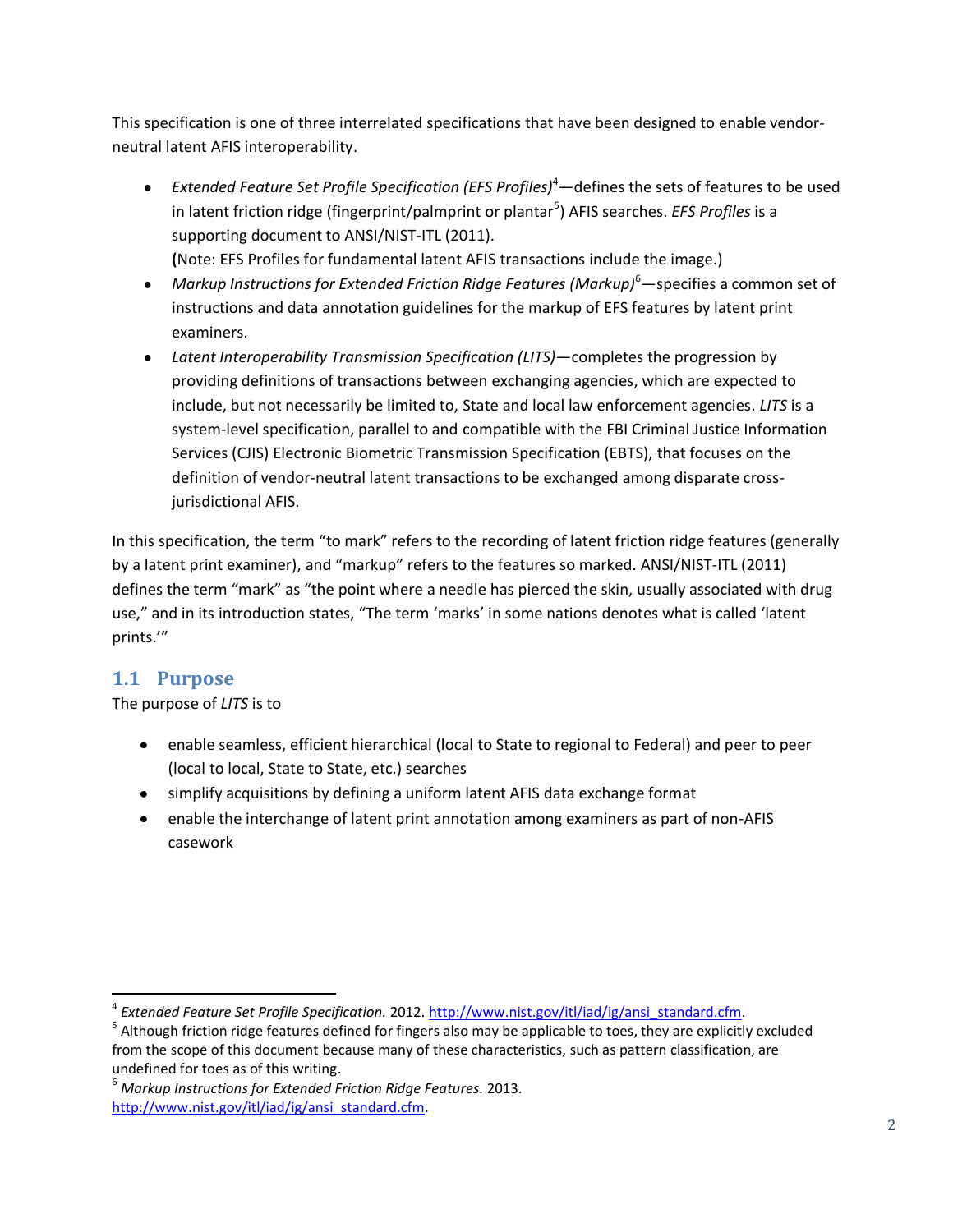This specification is one of three interrelated specifications that have been designed to enable vendor-neutral latent AFIS interoperability.

- *Extended Feature Set Profile Specification (EFS Profiles)*[4]—defines the sets of features to be used in latent friction ridge (fingerprint/palmprint or plantar[5]) AFIS searches. *EFS Profiles* is a supporting document to ANSI/NIST-ITL (2011).
  **(**Note: EFS Profiles for fundamental latent AFIS transactions include the image.)
- *Markup Instructions for Extended Friction Ridge Features (Markup)*[6]—specifies a common set of instructions and data annotation guidelines for the markup of EFS features by latent print examiners.
- *Latent Interoperability Transmission Specification (LITS)*—completes the progression by providing definitions of transactions between exchanging agencies, which are expected to include, but not necessarily be limited to, State and local law enforcement agencies. *LITS* is a system-level specification, parallel to and compatible with the FBI Criminal Justice Information Services (CJIS) Electronic Biometric Transmission Specification (EBTS), that focuses on the definition of vendor-neutral latent transactions to be exchanged among disparate cross-jurisdictional AFIS.

In this specification, the term "to mark" refers to the recording of latent friction ridge features (generally by a latent print examiner), and "markup" refers to the features so marked. ANSI/NIST-ITL (2011) defines the term "mark" as "the point where a needle has pierced the skin, usually associated with drug use," and in its introduction states, "The term 'marks' in some nations denotes what is called 'latent prints.'"

## 1.1 Purpose

The purpose of *LITS* is to

- enable seamless, efficient hierarchical (local to State to regional to Federal) and peer to peer (local to local, State to State, etc.) searches
- simplify acquisitions by defining a uniform latent AFIS data exchange format
- enable the interchange of latent print annotation among examiners as part of non-AFIS casework

---

[4] *Extended Feature Set Profile Specification.* 2012. http://www.nist.gov/itl/iad/ig/ansi_standard.cfm.

[5] Although friction ridge features defined for fingers also may be applicable to toes, they are explicitly excluded from the scope of this document because many of these characteristics, such as pattern classification, are undefined for toes as of this writing.

[6] *Markup Instructions for Extended Friction Ridge Features.* 2013. http://www.nist.gov/itl/iad/ig/ansi_standard.cfm.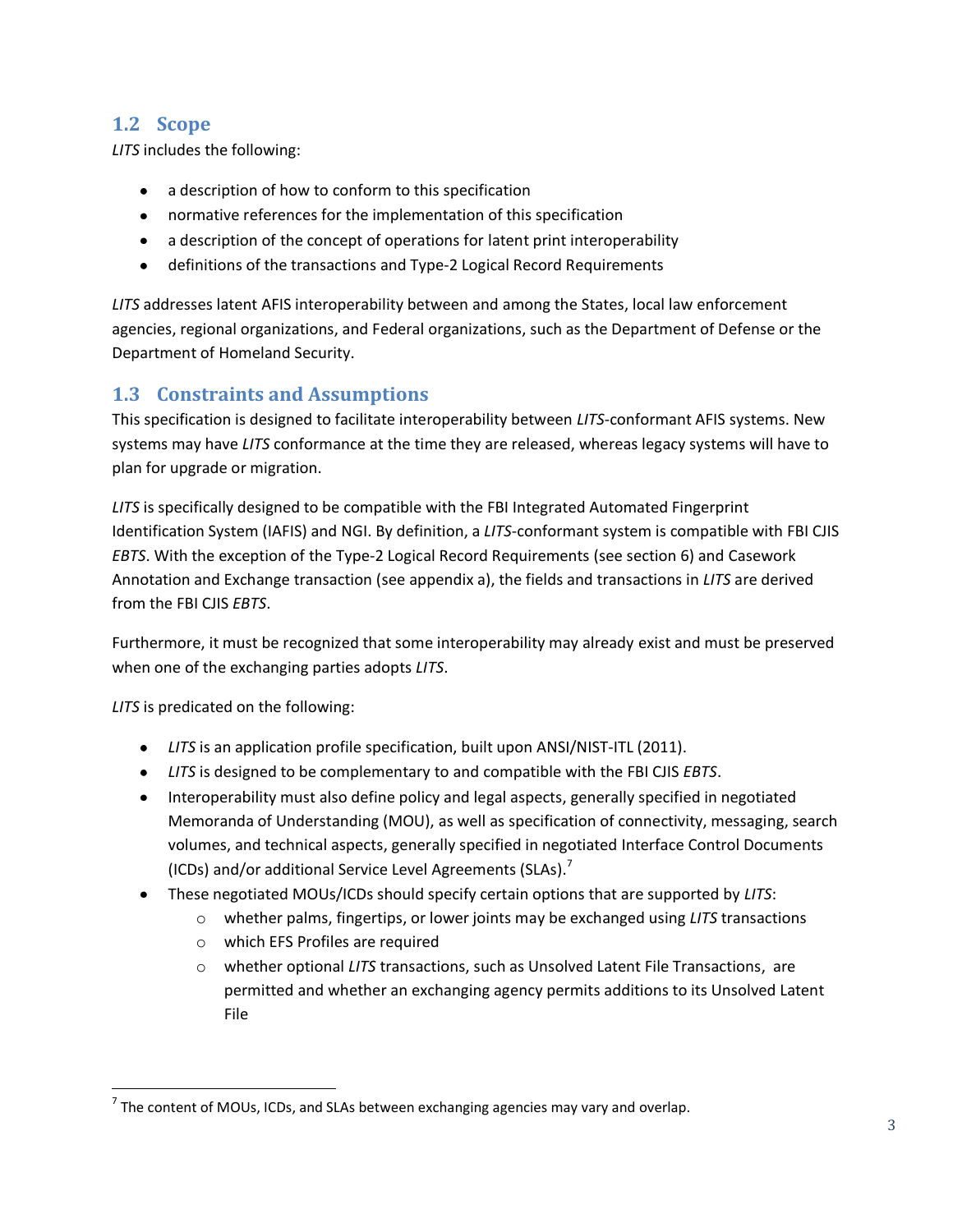## 1.2 Scope

*LITS* includes the following:

- a description of how to conform to this specification
- normative references for the implementation of this specification
- a description of the concept of operations for latent print interoperability
- definitions of the transactions and Type-2 Logical Record Requirements

*LITS* addresses latent AFIS interoperability between and among the States, local law enforcement agencies, regional organizations, and Federal organizations, such as the Department of Defense or the Department of Homeland Security.

## 1.3 Constraints and Assumptions

This specification is designed to facilitate interoperability between *LITS*-conformant AFIS systems. New systems may have *LITS* conformance at the time they are released, whereas legacy systems will have to plan for upgrade or migration.

*LITS* is specifically designed to be compatible with the FBI Integrated Automated Fingerprint Identification System (IAFIS) and NGI. By definition, a *LITS*-conformant system is compatible with FBI CJIS *EBTS*. With the exception of the Type-2 Logical Record Requirements (see section 6) and Casework Annotation and Exchange transaction (see appendix a), the fields and transactions in *LITS* are derived from the FBI CJIS *EBTS*.

Furthermore, it must be recognized that some interoperability may already exist and must be preserved when one of the exchanging parties adopts *LITS*.

*LITS* is predicated on the following:

- *LITS* is an application profile specification, built upon ANSI/NIST-ITL (2011).
- *LITS* is designed to be complementary to and compatible with the FBI CJIS *EBTS*.
- Interoperability must also define policy and legal aspects, generally specified in negotiated Memoranda of Understanding (MOU), as well as specification of connectivity, messaging, search volumes, and technical aspects, generally specified in negotiated Interface Control Documents (ICDs) and/or additional Service Level Agreements (SLAs).[7]
- These negotiated MOUs/ICDs should specify certain options that are supported by *LITS*:
  - whether palms, fingertips, or lower joints may be exchanged using *LITS* transactions
  - which EFS Profiles are required
  - whether optional *LITS* transactions, such as Unsolved Latent File Transactions, are permitted and whether an exchanging agency permits additions to its Unsolved Latent File

[7] The content of MOUs, ICDs, and SLAs between exchanging agencies may vary and overlap.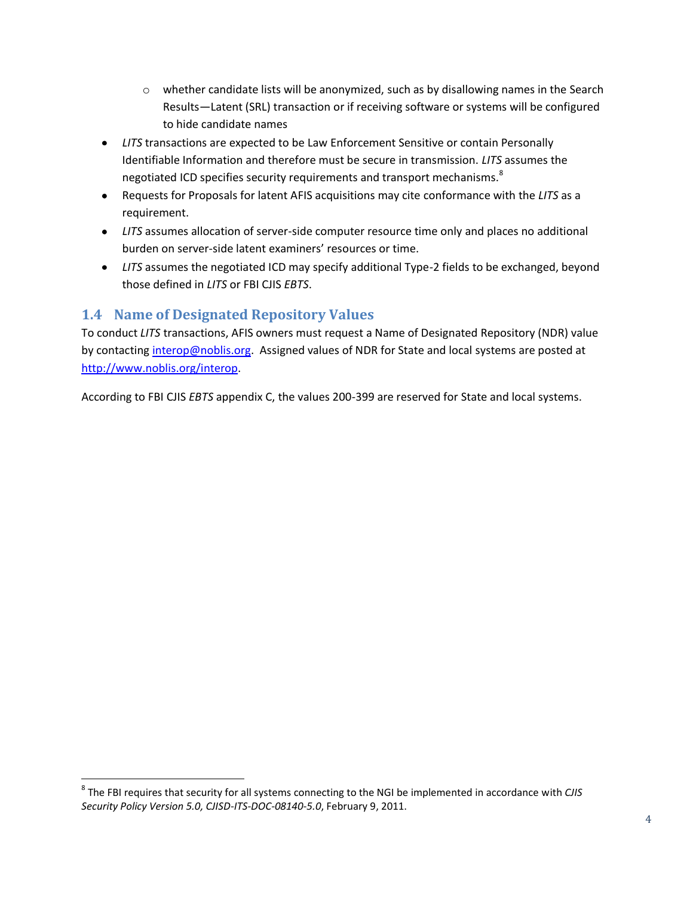- whether candidate lists will be anonymized, such as by disallowing names in the Search Results—Latent (SRL) transaction or if receiving software or systems will be configured to hide candidate names
- *LITS* transactions are expected to be Law Enforcement Sensitive or contain Personally Identifiable Information and therefore must be secure in transmission. *LITS* assumes the negotiated ICD specifies security requirements and transport mechanisms.[8]
- Requests for Proposals for latent AFIS acquisitions may cite conformance with the *LITS* as a requirement.
- *LITS* assumes allocation of server-side computer resource time only and places no additional burden on server-side latent examiners' resources or time.
- *LITS* assumes the negotiated ICD may specify additional Type-2 fields to be exchanged, beyond those defined in *LITS* or FBI CJIS *EBTS*.

## 1.4 Name of Designated Repository Values

To conduct *LITS* transactions, AFIS owners must request a Name of Designated Repository (NDR) value by contacting interop@noblis.org. Assigned values of NDR for State and local systems are posted at http://www.noblis.org/interop.

According to FBI CJIS *EBTS* appendix C, the values 200-399 are reserved for State and local systems.

[8] The FBI requires that security for all systems connecting to the NGI be implemented in accordance with *CJIS Security Policy Version 5.0, CJISD-ITS-DOC-08140-5.0*, February 9, 2011.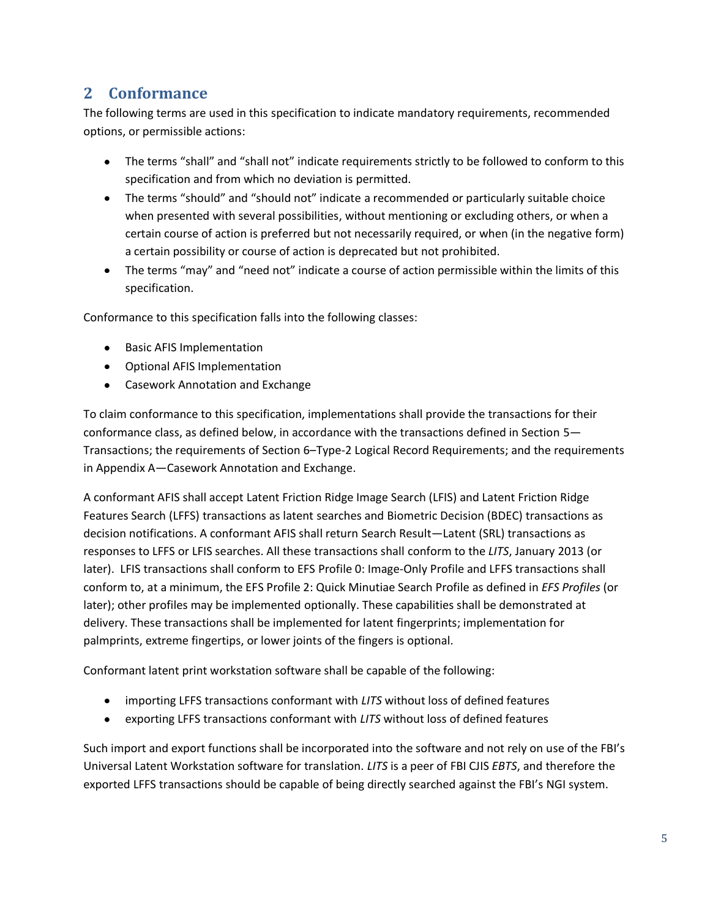## 2 Conformance

The following terms are used in this specification to indicate mandatory requirements, recommended options, or permissible actions:

- The terms "shall" and "shall not" indicate requirements strictly to be followed to conform to this specification and from which no deviation is permitted.
- The terms "should" and "should not" indicate a recommended or particularly suitable choice when presented with several possibilities, without mentioning or excluding others, or when a certain course of action is preferred but not necessarily required, or when (in the negative form) a certain possibility or course of action is deprecated but not prohibited.
- The terms "may" and "need not" indicate a course of action permissible within the limits of this specification.

Conformance to this specification falls into the following classes:

- Basic AFIS Implementation
- Optional AFIS Implementation
- Casework Annotation and Exchange

To claim conformance to this specification, implementations shall provide the transactions for their conformance class, as defined below, in accordance with the transactions defined in Section 5—Transactions; the requirements of Section 6–Type-2 Logical Record Requirements; and the requirements in Appendix A—Casework Annotation and Exchange.

A conformant AFIS shall accept Latent Friction Ridge Image Search (LFIS) and Latent Friction Ridge Features Search (LFFS) transactions as latent searches and Biometric Decision (BDEC) transactions as decision notifications. A conformant AFIS shall return Search Result—Latent (SRL) transactions as responses to LFFS or LFIS searches. All these transactions shall conform to the *LITS*, January 2013 (or later). LFIS transactions shall conform to EFS Profile 0: Image-Only Profile and LFFS transactions shall conform to, at a minimum, the EFS Profile 2: Quick Minutiae Search Profile as defined in *EFS Profiles* (or later); other profiles may be implemented optionally. These capabilities shall be demonstrated at delivery. These transactions shall be implemented for latent fingerprints; implementation for palmprints, extreme fingertips, or lower joints of the fingers is optional.

Conformant latent print workstation software shall be capable of the following:

- importing LFFS transactions conformant with *LITS* without loss of defined features
- exporting LFFS transactions conformant with *LITS* without loss of defined features

Such import and export functions shall be incorporated into the software and not rely on use of the FBI's Universal Latent Workstation software for translation. *LITS* is a peer of FBI CJIS *EBTS*, and therefore the exported LFFS transactions should be capable of being directly searched against the FBI's NGI system.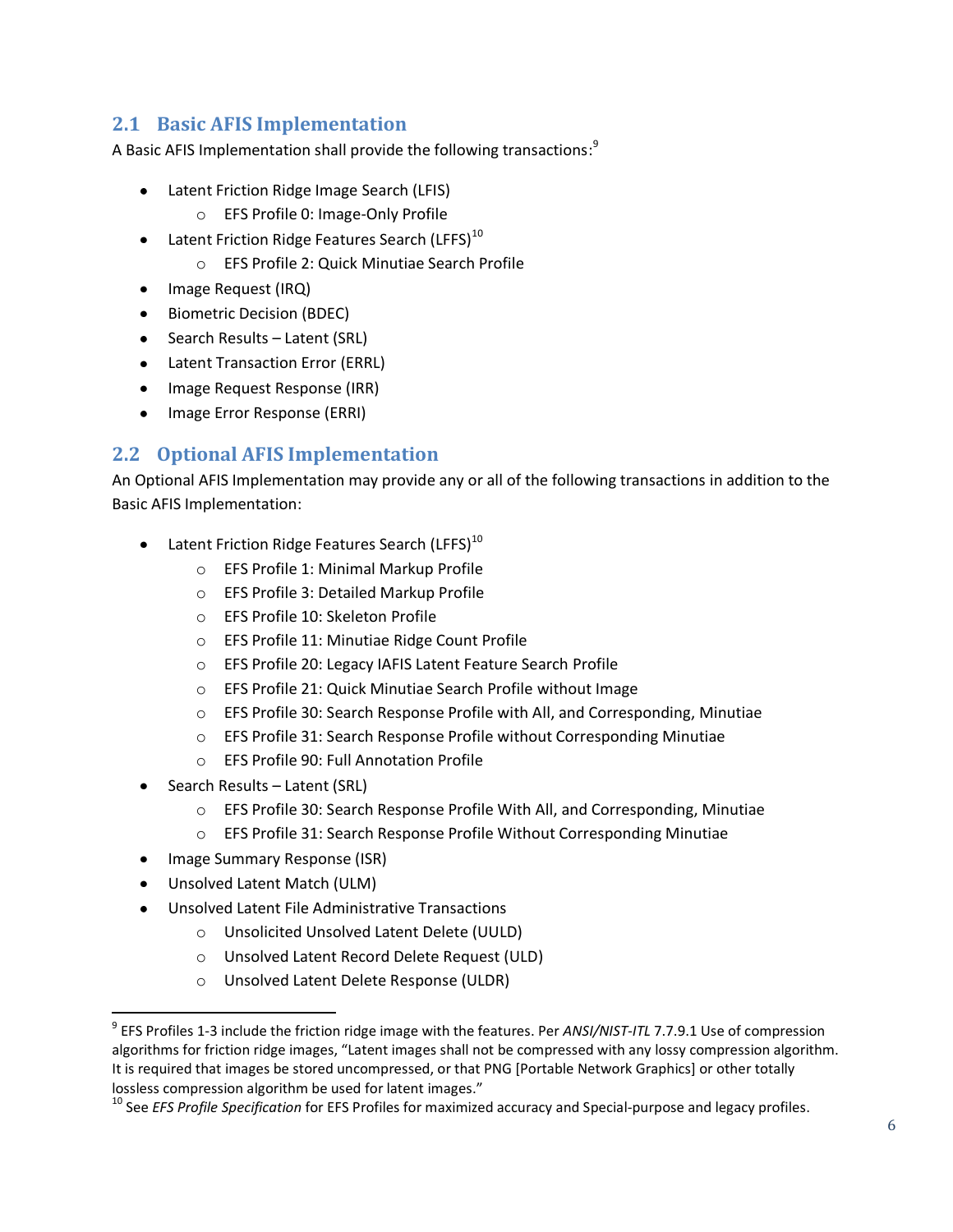## 2.1 Basic AFIS Implementation

A Basic AFIS Implementation shall provide the following transactions:[9]

- Latent Friction Ridge Image Search (LFIS)
  - EFS Profile 0: Image-Only Profile
- Latent Friction Ridge Features Search (LFFS)[10]
  - EFS Profile 2: Quick Minutiae Search Profile
- Image Request (IRQ)
- Biometric Decision (BDEC)
- Search Results – Latent (SRL)
- Latent Transaction Error (ERRL)
- Image Request Response (IRR)
- Image Error Response (ERRI)

## 2.2 Optional AFIS Implementation

An Optional AFIS Implementation may provide any or all of the following transactions in addition to the Basic AFIS Implementation:

- Latent Friction Ridge Features Search (LFFS)[10]
  - EFS Profile 1: Minimal Markup Profile
  - EFS Profile 3: Detailed Markup Profile
  - EFS Profile 10: Skeleton Profile
  - EFS Profile 11: Minutiae Ridge Count Profile
  - EFS Profile 20: Legacy IAFIS Latent Feature Search Profile
  - EFS Profile 21: Quick Minutiae Search Profile without Image
  - EFS Profile 30: Search Response Profile with All, and Corresponding, Minutiae
  - EFS Profile 31: Search Response Profile without Corresponding Minutiae
  - EFS Profile 90: Full Annotation Profile
- Search Results – Latent (SRL)
  - EFS Profile 30: Search Response Profile With All, and Corresponding, Minutiae
  - EFS Profile 31: Search Response Profile Without Corresponding Minutiae
- Image Summary Response (ISR)
- Unsolved Latent Match (ULM)
- Unsolved Latent File Administrative Transactions
  - Unsolicited Unsolved Latent Delete (UULD)
  - Unsolved Latent Record Delete Request (ULD)
  - Unsolved Latent Delete Response (ULDR)

---

[9] EFS Profiles 1-3 include the friction ridge image with the features. Per *ANSI/NIST-ITL* 7.7.9.1 Use of compression algorithms for friction ridge images, "Latent images shall not be compressed with any lossy compression algorithm. It is required that images be stored uncompressed, or that PNG [Portable Network Graphics] or other totally lossless compression algorithm be used for latent images."

[10] See *EFS Profile Specification* for EFS Profiles for maximized accuracy and Special-purpose and legacy profiles.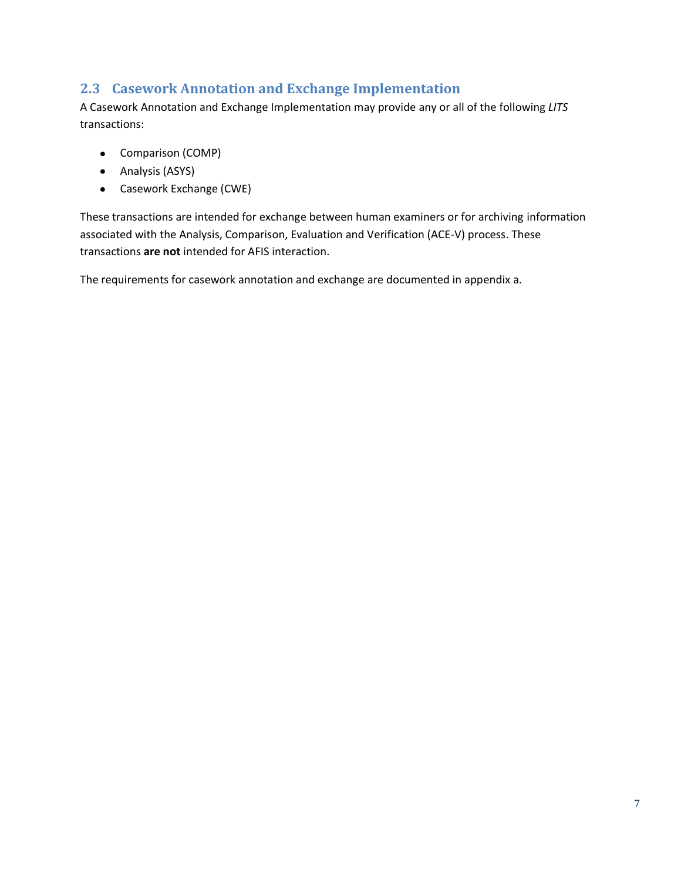## 2.3 Casework Annotation and Exchange Implementation

A Casework Annotation and Exchange Implementation may provide any or all of the following *LITS* transactions:

- Comparison (COMP)
- Analysis (ASYS)
- Casework Exchange (CWE)

These transactions are intended for exchange between human examiners or for archiving information associated with the Analysis, Comparison, Evaluation and Verification (ACE-V) process. These transactions **are not** intended for AFIS interaction.

The requirements for casework annotation and exchange are documented in appendix a.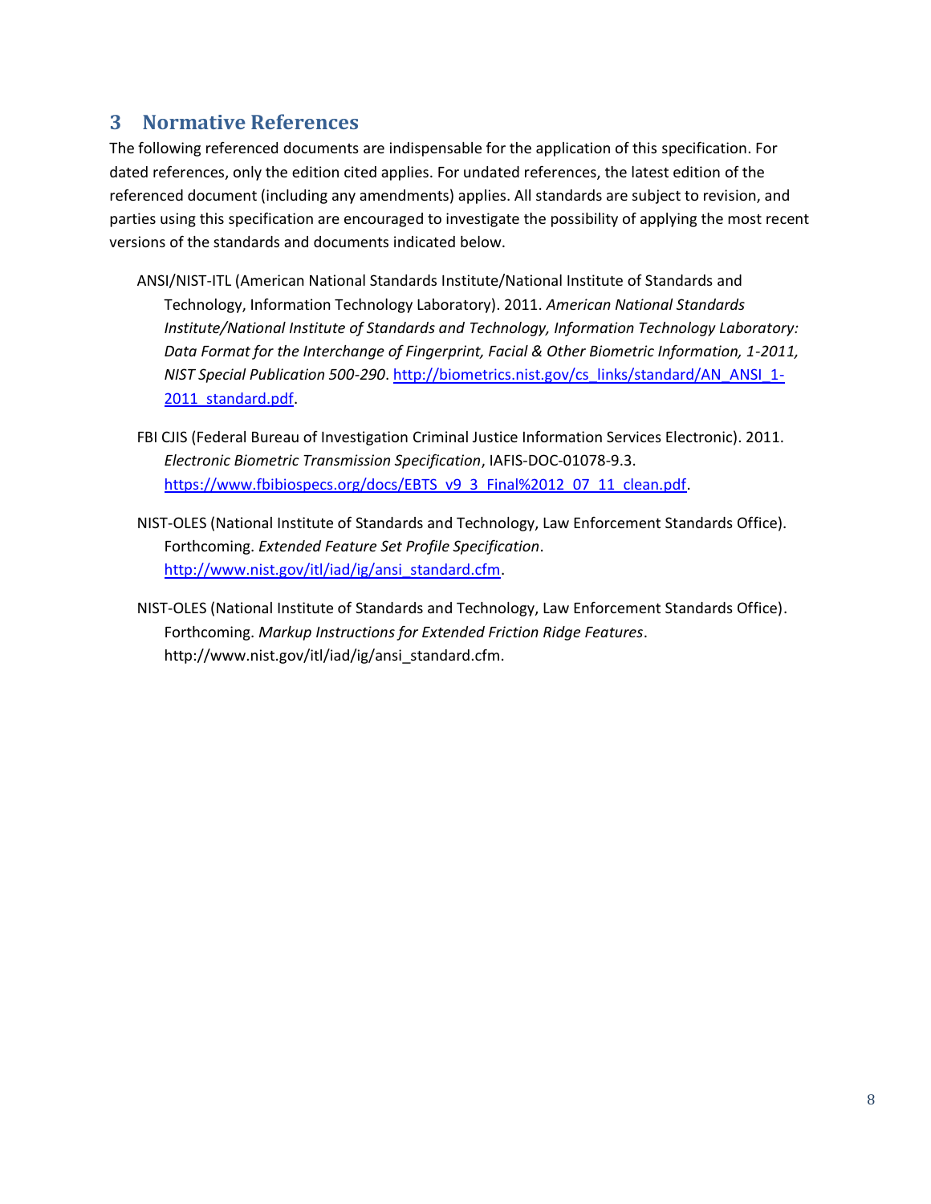## 3 Normative References

The following referenced documents are indispensable for the application of this specification. For dated references, only the edition cited applies. For undated references, the latest edition of the referenced document (including any amendments) applies. All standards are subject to revision, and parties using this specification are encouraged to investigate the possibility of applying the most recent versions of the standards and documents indicated below.

ANSI/NIST-ITL (American National Standards Institute/National Institute of Standards and Technology, Information Technology Laboratory). 2011. *American National Standards Institute/National Institute of Standards and Technology, Information Technology Laboratory: Data Format for the Interchange of Fingerprint, Facial & Other Biometric Information, 1-2011, NIST Special Publication 500-290*. http://biometrics.nist.gov/cs_links/standard/AN_ANSI_1-2011_standard.pdf.

FBI CJIS (Federal Bureau of Investigation Criminal Justice Information Services Electronic). 2011. *Electronic Biometric Transmission Specification*, IAFIS-DOC-01078-9.3. https://www.fbibiospecs.org/docs/EBTS_v9_3_Final%2012_07_11_clean.pdf.

NIST-OLES (National Institute of Standards and Technology, Law Enforcement Standards Office). Forthcoming. *Extended Feature Set Profile Specification*. http://www.nist.gov/itl/iad/ig/ansi_standard.cfm.

NIST-OLES (National Institute of Standards and Technology, Law Enforcement Standards Office). Forthcoming. *Markup Instructions for Extended Friction Ridge Features*. http://www.nist.gov/itl/iad/ig/ansi_standard.cfm.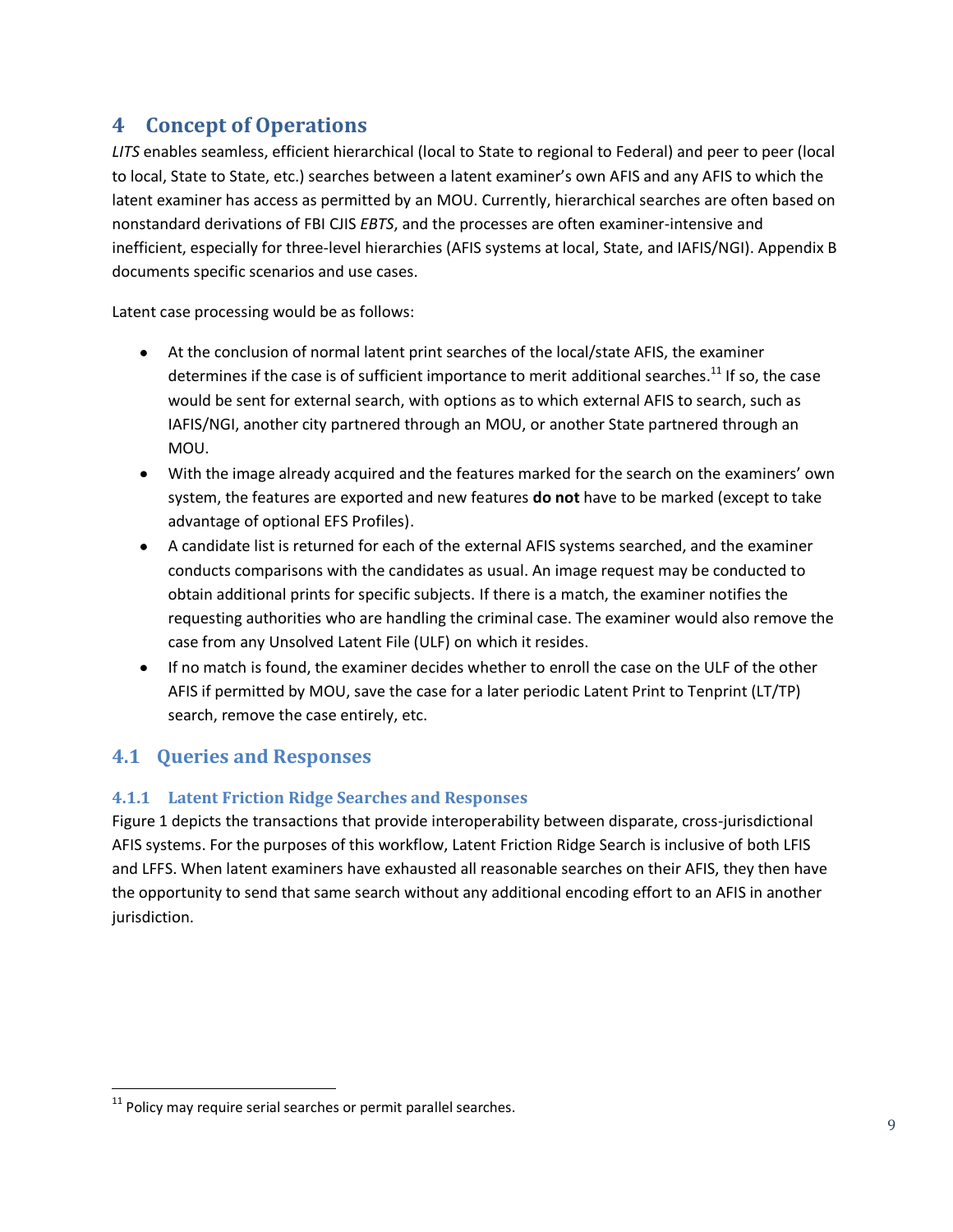# 4 Concept of Operations

*LITS* enables seamless, efficient hierarchical (local to State to regional to Federal) and peer to peer (local to local, State to State, etc.) searches between a latent examiner's own AFIS and any AFIS to which the latent examiner has access as permitted by an MOU. Currently, hierarchical searches are often based on nonstandard derivations of FBI CJIS *EBTS*, and the processes are often examiner-intensive and inefficient, especially for three-level hierarchies (AFIS systems at local, State, and IAFIS/NGI). Appendix B documents specific scenarios and use cases.

Latent case processing would be as follows:

- At the conclusion of normal latent print searches of the local/state AFIS, the examiner determines if the case is of sufficient importance to merit additional searches.[11] If so, the case would be sent for external search, with options as to which external AFIS to search, such as IAFIS/NGI, another city partnered through an MOU, or another State partnered through an MOU.
- With the image already acquired and the features marked for the search on the examiners' own system, the features are exported and new features **do not** have to be marked (except to take advantage of optional EFS Profiles).
- A candidate list is returned for each of the external AFIS systems searched, and the examiner conducts comparisons with the candidates as usual. An image request may be conducted to obtain additional prints for specific subjects. If there is a match, the examiner notifies the requesting authorities who are handling the criminal case. The examiner would also remove the case from any Unsolved Latent File (ULF) on which it resides.
- If no match is found, the examiner decides whether to enroll the case on the ULF of the other AFIS if permitted by MOU, save the case for a later periodic Latent Print to Tenprint (LT/TP) search, remove the case entirely, etc.

## 4.1 Queries and Responses

### 4.1.1 Latent Friction Ridge Searches and Responses

Figure 1 depicts the transactions that provide interoperability between disparate, cross-jurisdictional AFIS systems. For the purposes of this workflow, Latent Friction Ridge Search is inclusive of both LFIS and LFFS. When latent examiners have exhausted all reasonable searches on their AFIS, they then have the opportunity to send that same search without any additional encoding effort to an AFIS in another jurisdiction.

[11] Policy may require serial searches or permit parallel searches.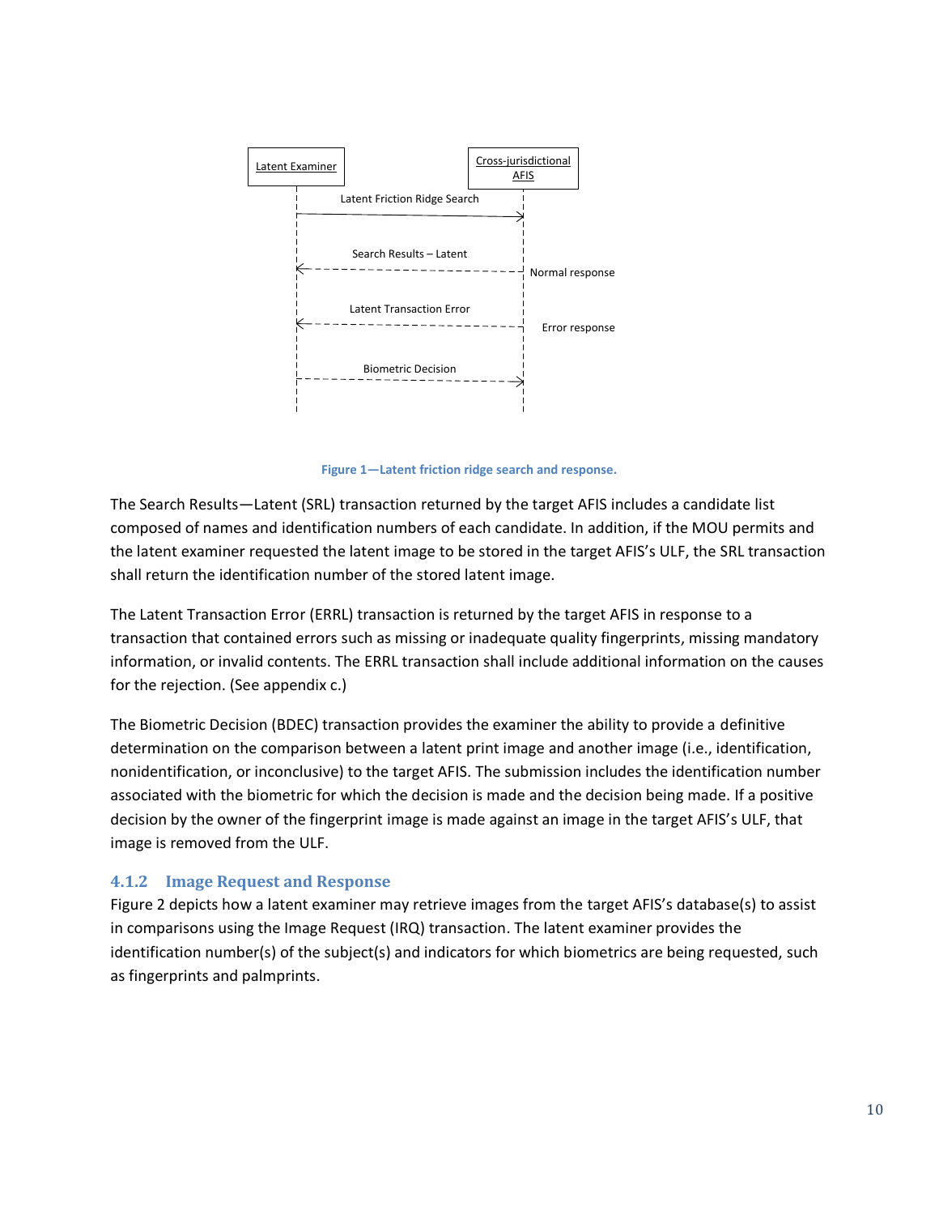Figure 1—Latent friction ridge search and response.

The Search Results—Latent (SRL) transaction returned by the target AFIS includes a candidate list composed of names and identification numbers of each candidate. In addition, if the MOU permits and the latent examiner requested the latent image to be stored in the target AFIS's ULF, the SRL transaction shall return the identification number of the stored latent image.

The Latent Transaction Error (ERRL) transaction is returned by the target AFIS in response to a transaction that contained errors such as missing or inadequate quality fingerprints, missing mandatory information, or invalid contents. The ERRL transaction shall include additional information on the causes for the rejection. (See appendix c.)

The Biometric Decision (BDEC) transaction provides the examiner the ability to provide a definitive determination on the comparison between a latent print image and another image (i.e., identification, nonidentification, or inconclusive) to the target AFIS. The submission includes the identification number associated with the biometric for which the decision is made and the decision being made. If a positive decision by the owner of the fingerprint image is made against an image in the target AFIS's ULF, that image is removed from the ULF.

### 4.1.2 Image Request and Response

Figure 2 depicts how a latent examiner may retrieve images from the target AFIS's database(s) to assist in comparisons using the Image Request (IRQ) transaction. The latent examiner provides the identification number(s) of the subject(s) and indicators for which biometrics are being requested, such as fingerprints and palmprints.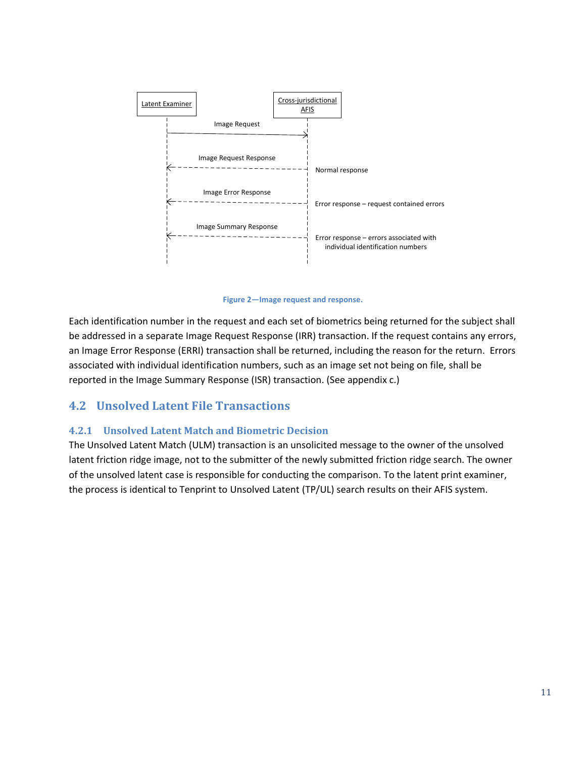Latent Examiner — Cross-jurisdictional AFIS

Image Request

Image Request Response — Normal response

Image Error Response — Error response – request contained errors

Image Summary Response — Error response – errors associated with individual identification numbers

**Figure 2—Image request and response.**

Each identification number in the request and each set of biometrics being returned for the subject shall be addressed in a separate Image Request Response (IRR) transaction. If the request contains any errors, an Image Error Response (ERRI) transaction shall be returned, including the reason for the return. Errors associated with individual identification numbers, such as an image set not being on file, shall be reported in the Image Summary Response (ISR) transaction. (See appendix c.)

## 4.2 Unsolved Latent File Transactions

### 4.2.1 Unsolved Latent Match and Biometric Decision

The Unsolved Latent Match (ULM) transaction is an unsolicited message to the owner of the unsolved latent friction ridge image, not to the submitter of the newly submitted friction ridge search. The owner of the unsolved latent case is responsible for conducting the comparison. To the latent print examiner, the process is identical to Tenprint to Unsolved Latent (TP/UL) search results on their AFIS system.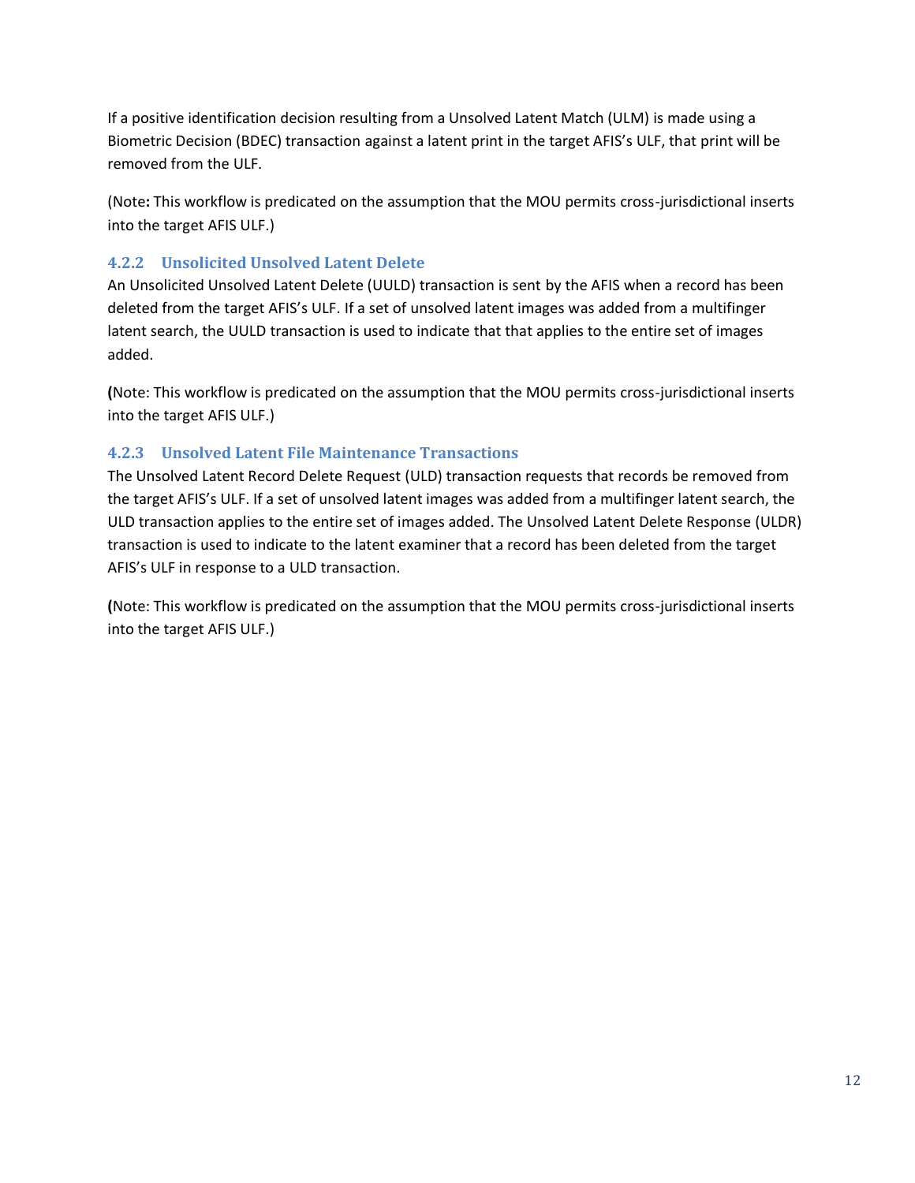If a positive identification decision resulting from a Unsolved Latent Match (ULM) is made using a Biometric Decision (BDEC) transaction against a latent print in the target AFIS's ULF, that print will be removed from the ULF.

(Note**:** This workflow is predicated on the assumption that the MOU permits cross-jurisdictional inserts into the target AFIS ULF.)

### 4.2.2 Unsolicited Unsolved Latent Delete

An Unsolicited Unsolved Latent Delete (UULD) transaction is sent by the AFIS when a record has been deleted from the target AFIS's ULF. If a set of unsolved latent images was added from a multifinger latent search, the UULD transaction is used to indicate that that applies to the entire set of images added.

**(**Note: This workflow is predicated on the assumption that the MOU permits cross-jurisdictional inserts into the target AFIS ULF.)

### 4.2.3 Unsolved Latent File Maintenance Transactions

The Unsolved Latent Record Delete Request (ULD) transaction requests that records be removed from the target AFIS's ULF. If a set of unsolved latent images was added from a multifinger latent search, the ULD transaction applies to the entire set of images added. The Unsolved Latent Delete Response (ULDR) transaction is used to indicate to the latent examiner that a record has been deleted from the target AFIS's ULF in response to a ULD transaction.

**(**Note: This workflow is predicated on the assumption that the MOU permits cross-jurisdictional inserts into the target AFIS ULF.)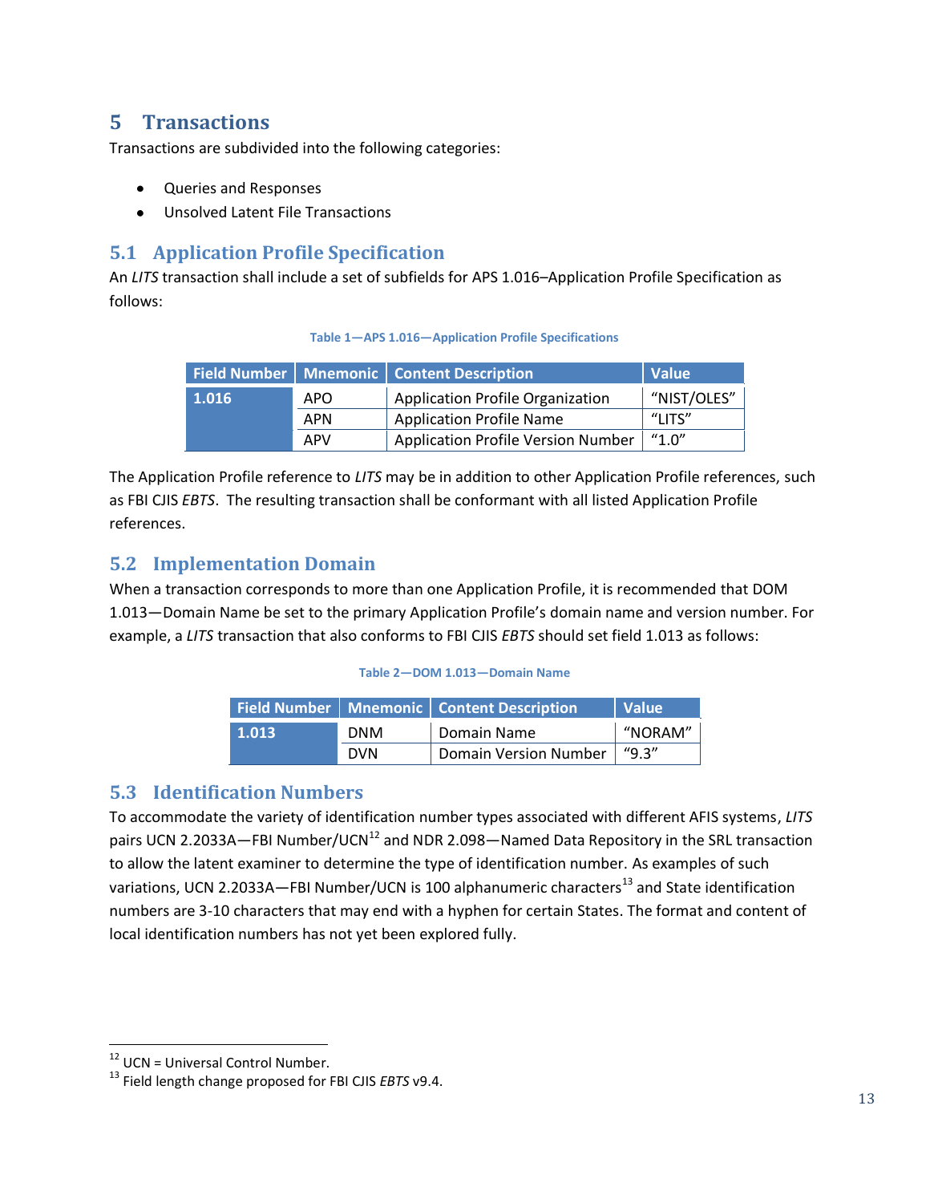# 5 Transactions

Transactions are subdivided into the following categories:

- Queries and Responses
- Unsolved Latent File Transactions

## 5.1 Application Profile Specification

An *LITS* transaction shall include a set of subfields for APS 1.016–Application Profile Specification as follows:

**Table 1—APS 1.016—Application Profile Specifications**

| Field Number | Mnemonic | Content Description | Value |
|---|---|---|---|
| **1.016** | APO | Application Profile Organization | "NIST/OLES" |
| | APN | Application Profile Name | "LITS" |
| | APV | Application Profile Version Number | "1.0" |

The Application Profile reference to *LITS* may be in addition to other Application Profile references, such as FBI CJIS *EBTS*. The resulting transaction shall be conformant with all listed Application Profile references.

## 5.2 Implementation Domain

When a transaction corresponds to more than one Application Profile, it is recommended that DOM 1.013—Domain Name be set to the primary Application Profile's domain name and version number. For example, a *LITS* transaction that also conforms to FBI CJIS *EBTS* should set field 1.013 as follows:

**Table 2—DOM 1.013—Domain Name**

| Field Number | Mnemonic | Content Description | Value |
|---|---|---|---|
| **1.013** | DNM | Domain Name | "NORAM" |
| | DVN | Domain Version Number | "9.3" |

## 5.3 Identification Numbers

To accommodate the variety of identification number types associated with different AFIS systems, *LITS* pairs UCN 2.2033A—FBI Number/UCN[12] and NDR 2.098—Named Data Repository in the SRL transaction to allow the latent examiner to determine the type of identification number. As examples of such variations, UCN 2.2033A—FBI Number/UCN is 100 alphanumeric characters[13] and State identification numbers are 3-10 characters that may end with a hyphen for certain States. The format and content of local identification numbers has not yet been explored fully.

---

[12] UCN = Universal Control Number.

[13] Field length change proposed for FBI CJIS *EBTS* v9.4.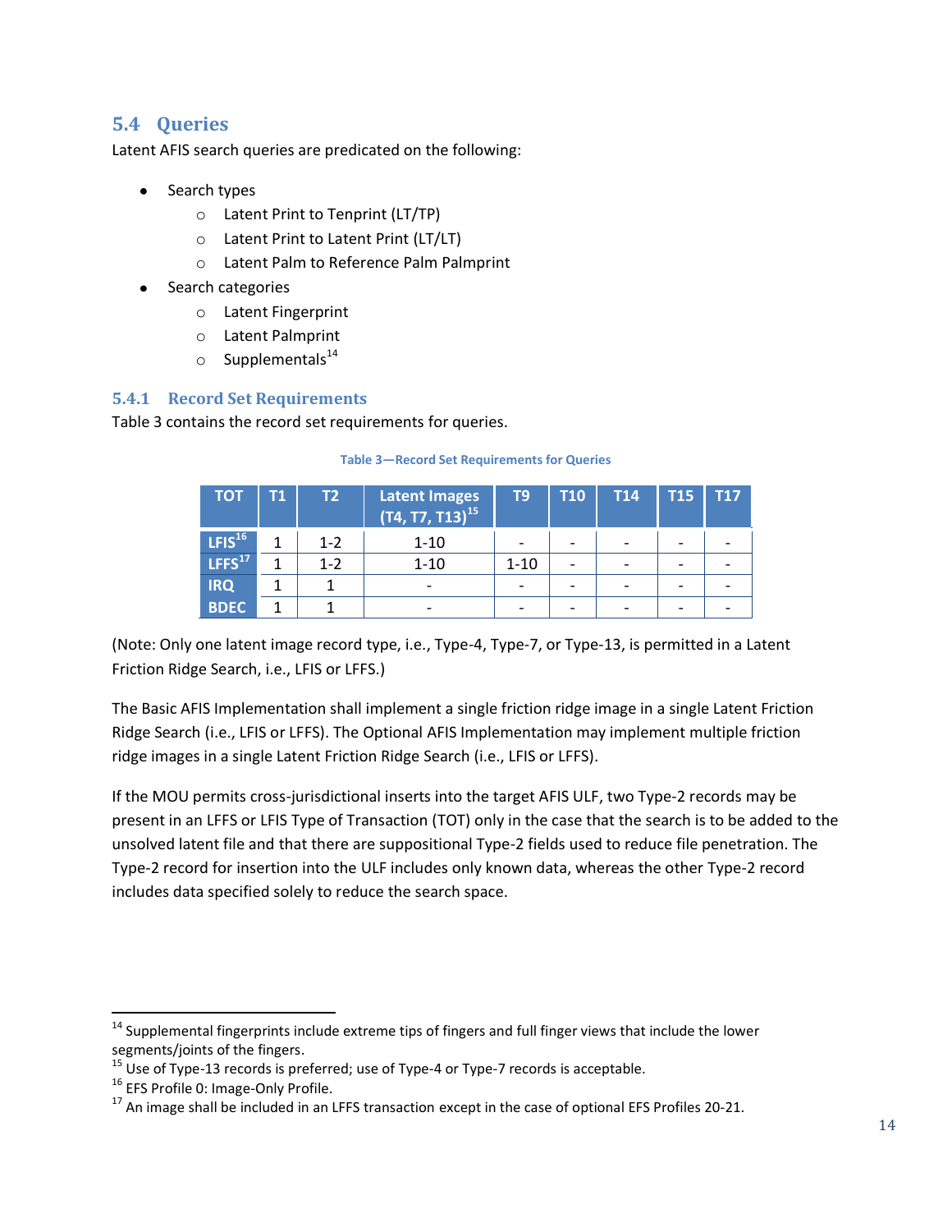## 5.4 Queries

Latent AFIS search queries are predicated on the following:

- Search types
  - Latent Print to Tenprint (LT/TP)
  - Latent Print to Latent Print (LT/LT)
  - Latent Palm to Reference Palm Palmprint
- Search categories
  - Latent Fingerprint
  - Latent Palmprint
  - Supplementals[14]

### 5.4.1 Record Set Requirements

Table 3 contains the record set requirements for queries.

**Table 3—Record Set Requirements for Queries**

| TOT | T1 | T2 | Latent Images (T4, T7, T13)[15] | T9 | T10 | T14 | T15 | T17 |
|---|---|---|---|---|---|---|---|---|
| LFIS[16] | 1 | 1-2 | 1-10 | - | - | - | - | - |
| LFFS[17] | 1 | 1-2 | 1-10 | 1-10 | - | - | - | - |
| IRQ | 1 | 1 | - | - | - | - | - | - |
| BDEC | 1 | 1 | - | - | - | - | - | - |

(Note: Only one latent image record type, i.e., Type-4, Type-7, or Type-13, is permitted in a Latent Friction Ridge Search, i.e., LFIS or LFFS.)

The Basic AFIS Implementation shall implement a single friction ridge image in a single Latent Friction Ridge Search (i.e., LFIS or LFFS). The Optional AFIS Implementation may implement multiple friction ridge images in a single Latent Friction Ridge Search (i.e., LFIS or LFFS).

If the MOU permits cross-jurisdictional inserts into the target AFIS ULF, two Type-2 records may be present in an LFFS or LFIS Type of Transaction (TOT) only in the case that the search is to be added to the unsolved latent file and that there are suppositional Type-2 fields used to reduce file penetration. The Type-2 record for insertion into the ULF includes only known data, whereas the other Type-2 record includes data specified solely to reduce the search space.

---

[14] Supplemental fingerprints include extreme tips of fingers and full finger views that include the lower segments/joints of the fingers.

[15] Use of Type-13 records is preferred; use of Type-4 or Type-7 records is acceptable.

[16] EFS Profile 0: Image-Only Profile.

[17] An image shall be included in an LFFS transaction except in the case of optional EFS Profiles 20-21.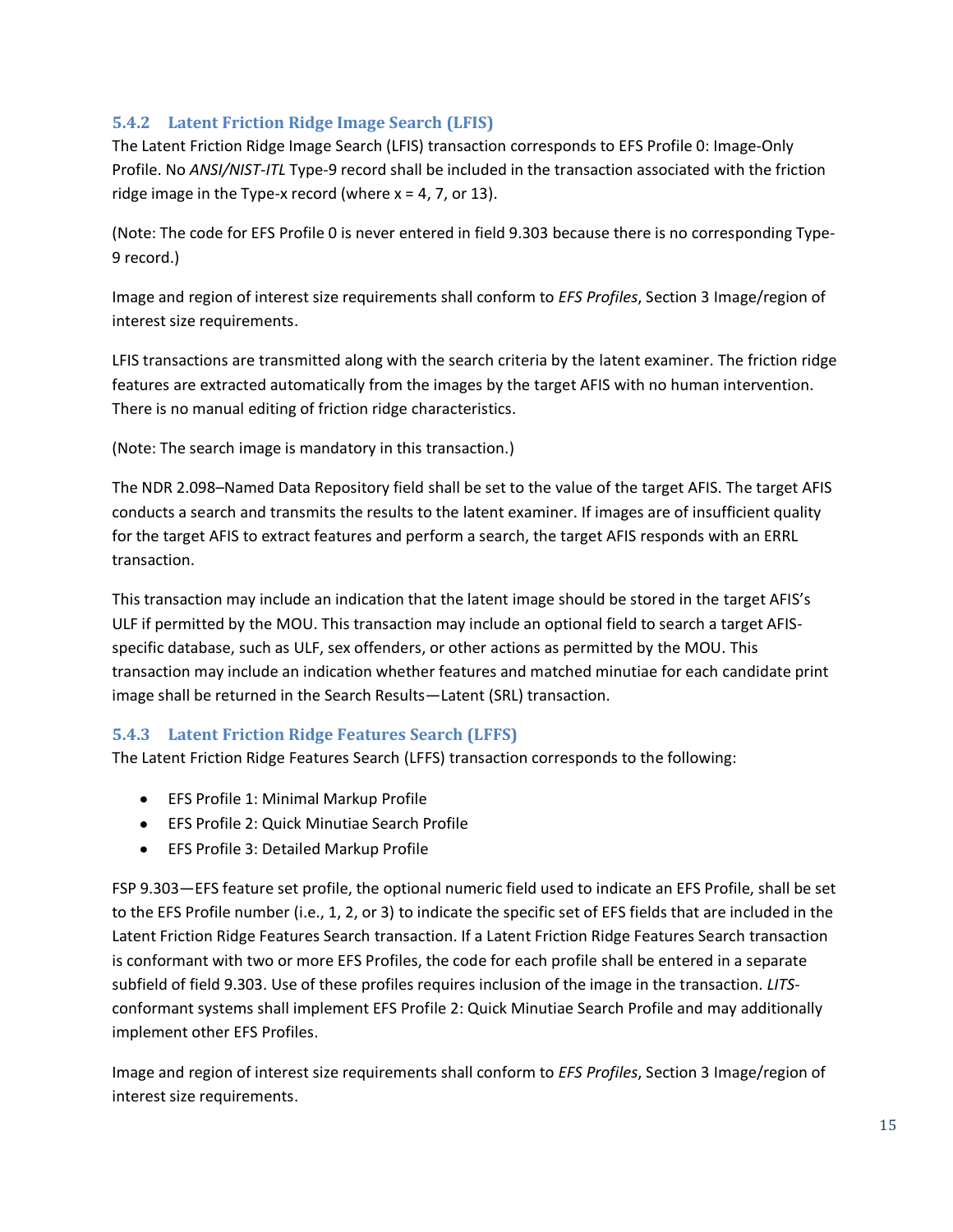### 5.4.2 Latent Friction Ridge Image Search (LFIS)

The Latent Friction Ridge Image Search (LFIS) transaction corresponds to EFS Profile 0: Image-Only Profile. No *ANSI/NIST-ITL* Type-9 record shall be included in the transaction associated with the friction ridge image in the Type-x record (where x = 4, 7, or 13).

(Note: The code for EFS Profile 0 is never entered in field 9.303 because there is no corresponding Type-9 record.)

Image and region of interest size requirements shall conform to *EFS Profiles*, Section 3 Image/region of interest size requirements.

LFIS transactions are transmitted along with the search criteria by the latent examiner. The friction ridge features are extracted automatically from the images by the target AFIS with no human intervention. There is no manual editing of friction ridge characteristics.

(Note: The search image is mandatory in this transaction.)

The NDR 2.098–Named Data Repository field shall be set to the value of the target AFIS. The target AFIS conducts a search and transmits the results to the latent examiner. If images are of insufficient quality for the target AFIS to extract features and perform a search, the target AFIS responds with an ERRL transaction.

This transaction may include an indication that the latent image should be stored in the target AFIS's ULF if permitted by the MOU. This transaction may include an optional field to search a target AFIS-specific database, such as ULF, sex offenders, or other actions as permitted by the MOU. This transaction may include an indication whether features and matched minutiae for each candidate print image shall be returned in the Search Results—Latent (SRL) transaction.

### 5.4.3 Latent Friction Ridge Features Search (LFFS)

The Latent Friction Ridge Features Search (LFFS) transaction corresponds to the following:

- EFS Profile 1: Minimal Markup Profile
- EFS Profile 2: Quick Minutiae Search Profile
- EFS Profile 3: Detailed Markup Profile

FSP 9.303—EFS feature set profile, the optional numeric field used to indicate an EFS Profile, shall be set to the EFS Profile number (i.e., 1, 2, or 3) to indicate the specific set of EFS fields that are included in the Latent Friction Ridge Features Search transaction. If a Latent Friction Ridge Features Search transaction is conformant with two or more EFS Profiles, the code for each profile shall be entered in a separate subfield of field 9.303. Use of these profiles requires inclusion of the image in the transaction. *LITS*-conformant systems shall implement EFS Profile 2: Quick Minutiae Search Profile and may additionally implement other EFS Profiles.

Image and region of interest size requirements shall conform to *EFS Profiles*, Section 3 Image/region of interest size requirements.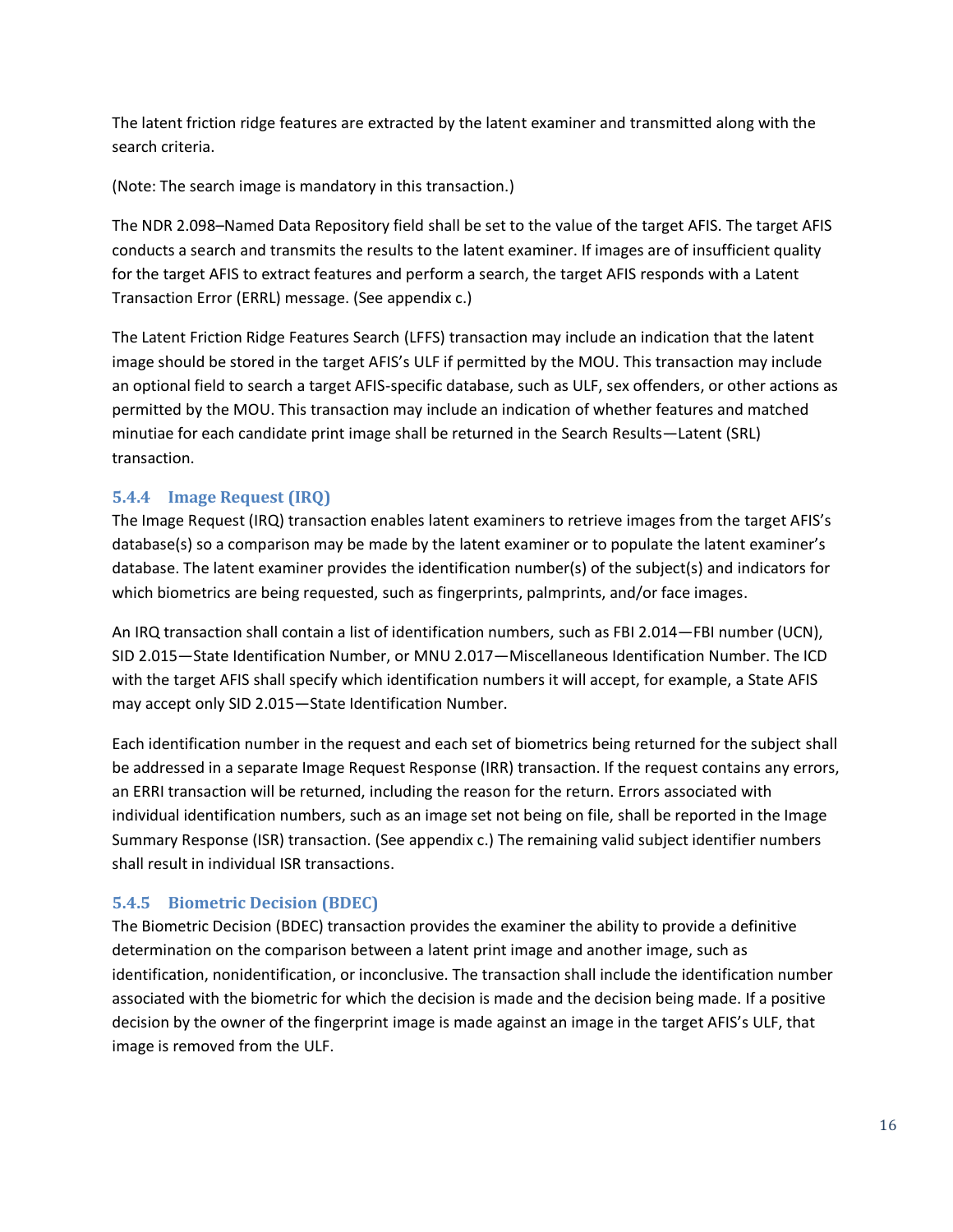The latent friction ridge features are extracted by the latent examiner and transmitted along with the search criteria.

(Note: The search image is mandatory in this transaction.)

The NDR 2.098–Named Data Repository field shall be set to the value of the target AFIS. The target AFIS conducts a search and transmits the results to the latent examiner. If images are of insufficient quality for the target AFIS to extract features and perform a search, the target AFIS responds with a Latent Transaction Error (ERRL) message. (See appendix c.)

The Latent Friction Ridge Features Search (LFFS) transaction may include an indication that the latent image should be stored in the target AFIS's ULF if permitted by the MOU. This transaction may include an optional field to search a target AFIS-specific database, such as ULF, sex offenders, or other actions as permitted by the MOU. This transaction may include an indication of whether features and matched minutiae for each candidate print image shall be returned in the Search Results—Latent (SRL) transaction.

### 5.4.4 Image Request (IRQ)

The Image Request (IRQ) transaction enables latent examiners to retrieve images from the target AFIS's database(s) so a comparison may be made by the latent examiner or to populate the latent examiner's database. The latent examiner provides the identification number(s) of the subject(s) and indicators for which biometrics are being requested, such as fingerprints, palmprints, and/or face images.

An IRQ transaction shall contain a list of identification numbers, such as FBI 2.014—FBI number (UCN), SID 2.015—State Identification Number, or MNU 2.017—Miscellaneous Identification Number. The ICD with the target AFIS shall specify which identification numbers it will accept, for example, a State AFIS may accept only SID 2.015—State Identification Number.

Each identification number in the request and each set of biometrics being returned for the subject shall be addressed in a separate Image Request Response (IRR) transaction. If the request contains any errors, an ERRI transaction will be returned, including the reason for the return. Errors associated with individual identification numbers, such as an image set not being on file, shall be reported in the Image Summary Response (ISR) transaction. (See appendix c.) The remaining valid subject identifier numbers shall result in individual ISR transactions.

### 5.4.5 Biometric Decision (BDEC)

The Biometric Decision (BDEC) transaction provides the examiner the ability to provide a definitive determination on the comparison between a latent print image and another image, such as identification, nonidentification, or inconclusive. The transaction shall include the identification number associated with the biometric for which the decision is made and the decision being made. If a positive decision by the owner of the fingerprint image is made against an image in the target AFIS's ULF, that image is removed from the ULF.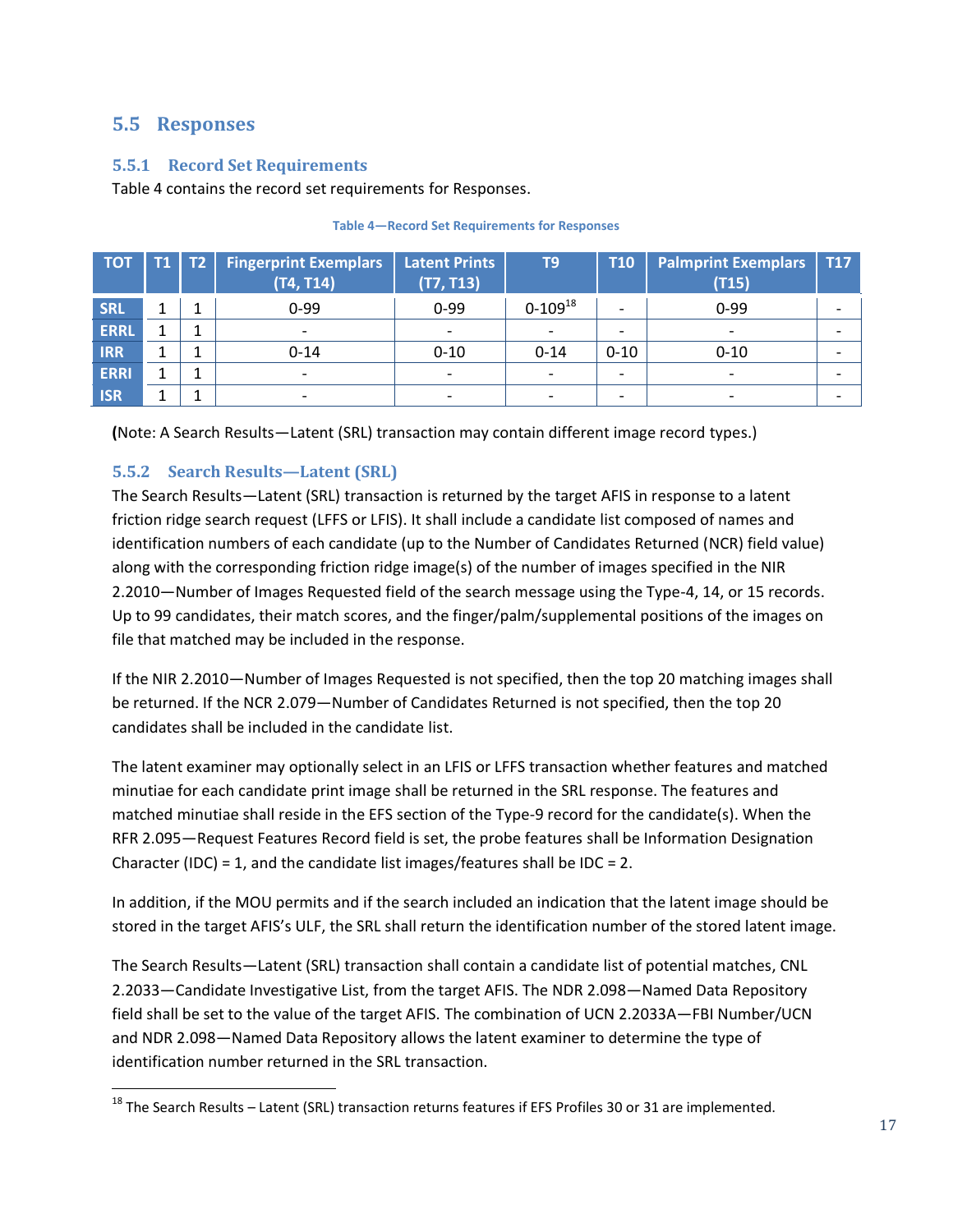## 5.5 Responses

### 5.5.1 Record Set Requirements

Table 4 contains the record set requirements for Responses.

**Table 4—Record Set Requirements for Responses**

| TOT | T1 | T2 | Fingerprint Exemplars (T4, T14) | Latent Prints (T7, T13) | T9 | T10 | Palmprint Exemplars (T15) | T17 |
|---|---|---|---|---|---|---|---|---|
| SRL | 1 | 1 | 0-99 | 0-99 | 0-109[18] | - | 0-99 | - |
| ERRL | 1 | 1 | - | - | - | - | - | - |
| IRR | 1 | 1 | 0-14 | 0-10 | 0-14 | 0-10 | 0-10 | - |
| ERRI | 1 | 1 | - | - | - | - | - | - |
| ISR | 1 | 1 | - | - | - | - | - | - |

**(**Note: A Search Results—Latent (SRL) transaction may contain different image record types.)

### 5.5.2 Search Results—Latent (SRL)

The Search Results—Latent (SRL) transaction is returned by the target AFIS in response to a latent friction ridge search request (LFFS or LFIS). It shall include a candidate list composed of names and identification numbers of each candidate (up to the Number of Candidates Returned (NCR) field value) along with the corresponding friction ridge image(s) of the number of images specified in the NIR 2.2010—Number of Images Requested field of the search message using the Type-4, 14, or 15 records. Up to 99 candidates, their match scores, and the finger/palm/supplemental positions of the images on file that matched may be included in the response.

If the NIR 2.2010—Number of Images Requested is not specified, then the top 20 matching images shall be returned. If the NCR 2.079—Number of Candidates Returned is not specified, then the top 20 candidates shall be included in the candidate list.

The latent examiner may optionally select in an LFIS or LFFS transaction whether features and matched minutiae for each candidate print image shall be returned in the SRL response. The features and matched minutiae shall reside in the EFS section of the Type-9 record for the candidate(s). When the RFR 2.095—Request Features Record field is set, the probe features shall be Information Designation Character (IDC) = 1, and the candidate list images/features shall be IDC = 2.

In addition, if the MOU permits and if the search included an indication that the latent image should be stored in the target AFIS's ULF, the SRL shall return the identification number of the stored latent image.

The Search Results—Latent (SRL) transaction shall contain a candidate list of potential matches, CNL 2.2033—Candidate Investigative List, from the target AFIS. The NDR 2.098—Named Data Repository field shall be set to the value of the target AFIS. The combination of UCN 2.2033A—FBI Number/UCN and NDR 2.098—Named Data Repository allows the latent examiner to determine the type of identification number returned in the SRL transaction.

[18] The Search Results – Latent (SRL) transaction returns features if EFS Profiles 30 or 31 are implemented.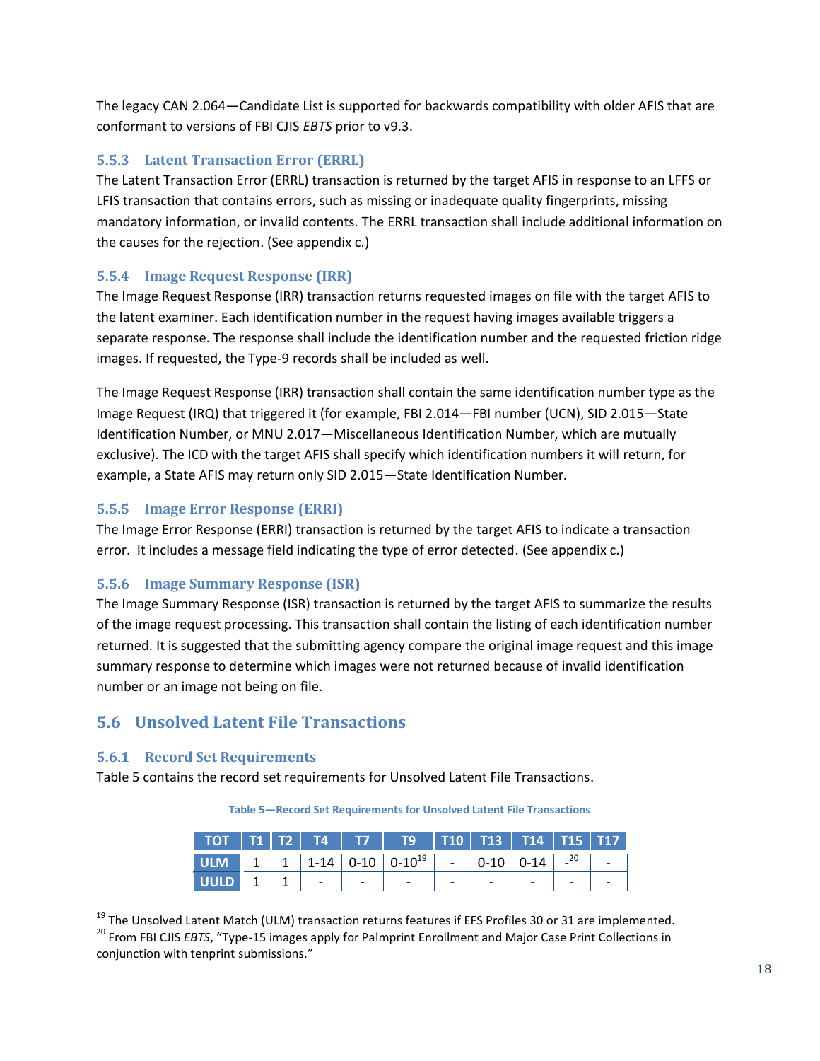The legacy CAN 2.064—Candidate List is supported for backwards compatibility with older AFIS that are conformant to versions of FBI CJIS *EBTS* prior to v9.3.

### 5.5.3 Latent Transaction Error (ERRL)

The Latent Transaction Error (ERRL) transaction is returned by the target AFIS in response to an LFFS or LFIS transaction that contains errors, such as missing or inadequate quality fingerprints, missing mandatory information, or invalid contents. The ERRL transaction shall include additional information on the causes for the rejection. (See appendix c.)

### 5.5.4 Image Request Response (IRR)

The Image Request Response (IRR) transaction returns requested images on file with the target AFIS to the latent examiner. Each identification number in the request having images available triggers a separate response. The response shall include the identification number and the requested friction ridge images. If requested, the Type-9 records shall be included as well.

The Image Request Response (IRR) transaction shall contain the same identification number type as the Image Request (IRQ) that triggered it (for example, FBI 2.014—FBI number (UCN), SID 2.015—State Identification Number, or MNU 2.017—Miscellaneous Identification Number, which are mutually exclusive). The ICD with the target AFIS shall specify which identification numbers it will return, for example, a State AFIS may return only SID 2.015—State Identification Number.

### 5.5.5 Image Error Response (ERRI)

The Image Error Response (ERRI) transaction is returned by the target AFIS to indicate a transaction error. It includes a message field indicating the type of error detected. (See appendix c.)

### 5.5.6 Image Summary Response (ISR)

The Image Summary Response (ISR) transaction is returned by the target AFIS to summarize the results of the image request processing. This transaction shall contain the listing of each identification number returned. It is suggested that the submitting agency compare the original image request and this image summary response to determine which images were not returned because of invalid identification number or an image not being on file.

## 5.6 Unsolved Latent File Transactions

### 5.6.1 Record Set Requirements

Table 5 contains the record set requirements for Unsolved Latent File Transactions.

**Table 5—Record Set Requirements for Unsolved Latent File Transactions**

| TOT | T1 | T2 | T4 | T7 | T9 | T10 | T13 | T14 | T15 | T17 |
|---|---|---|---|---|---|---|---|---|---|---|
| ULM | 1 | 1 | 1-14 | 0-10 | 0-10[19] | - | 0-10 | 0-14 | -[20] | - |
| UULD | 1 | 1 | - | - | - | - | - | - | - | - |

[19] The Unsolved Latent Match (ULM) transaction returns features if EFS Profiles 30 or 31 are implemented.

[20] From FBI CJIS *EBTS*, "Type-15 images apply for Palmprint Enrollment and Major Case Print Collections in conjunction with tenprint submissions."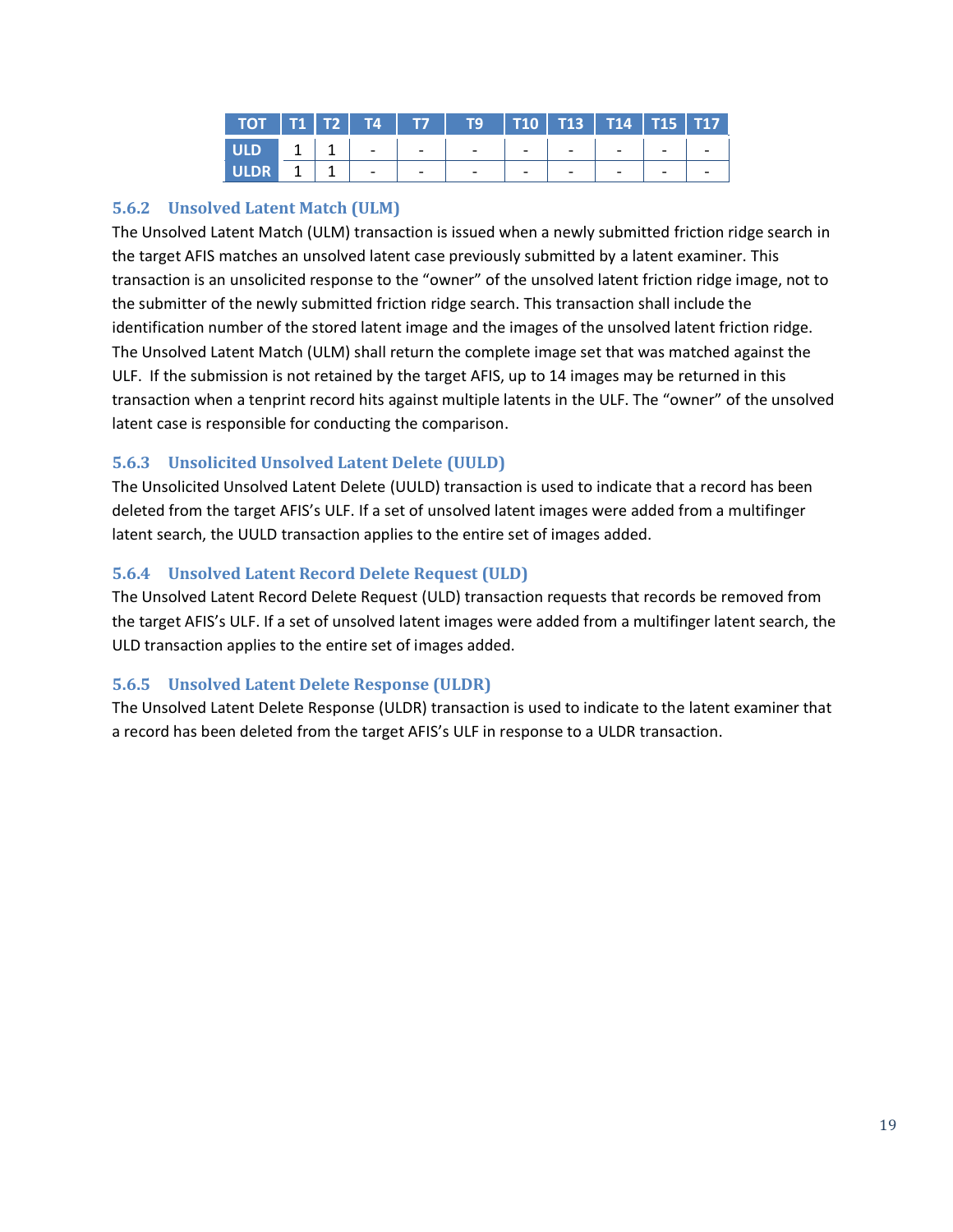| TOT | T1 | T2 | T4 | T7 | T9 | T10 | T13 | T14 | T15 | T17 |
|---|---|---|---|---|---|---|---|---|---|---|
| ULD | 1 | 1 | - | - | - | - | - | - | - | - |
| ULDR | 1 | 1 | - | - | - | - | - | - | - | - |

### 5.6.2 Unsolved Latent Match (ULM)

The Unsolved Latent Match (ULM) transaction is issued when a newly submitted friction ridge search in the target AFIS matches an unsolved latent case previously submitted by a latent examiner. This transaction is an unsolicited response to the "owner" of the unsolved latent friction ridge image, not to the submitter of the newly submitted friction ridge search. This transaction shall include the identification number of the stored latent image and the images of the unsolved latent friction ridge. The Unsolved Latent Match (ULM) shall return the complete image set that was matched against the ULF. If the submission is not retained by the target AFIS, up to 14 images may be returned in this transaction when a tenprint record hits against multiple latents in the ULF. The "owner" of the unsolved latent case is responsible for conducting the comparison.

### 5.6.3 Unsolicited Unsolved Latent Delete (UULD)

The Unsolicited Unsolved Latent Delete (UULD) transaction is used to indicate that a record has been deleted from the target AFIS's ULF. If a set of unsolved latent images were added from a multifinger latent search, the UULD transaction applies to the entire set of images added.

### 5.6.4 Unsolved Latent Record Delete Request (ULD)

The Unsolved Latent Record Delete Request (ULD) transaction requests that records be removed from the target AFIS's ULF. If a set of unsolved latent images were added from a multifinger latent search, the ULD transaction applies to the entire set of images added.

### 5.6.5 Unsolved Latent Delete Response (ULDR)

The Unsolved Latent Delete Response (ULDR) transaction is used to indicate to the latent examiner that a record has been deleted from the target AFIS's ULF in response to a ULDR transaction.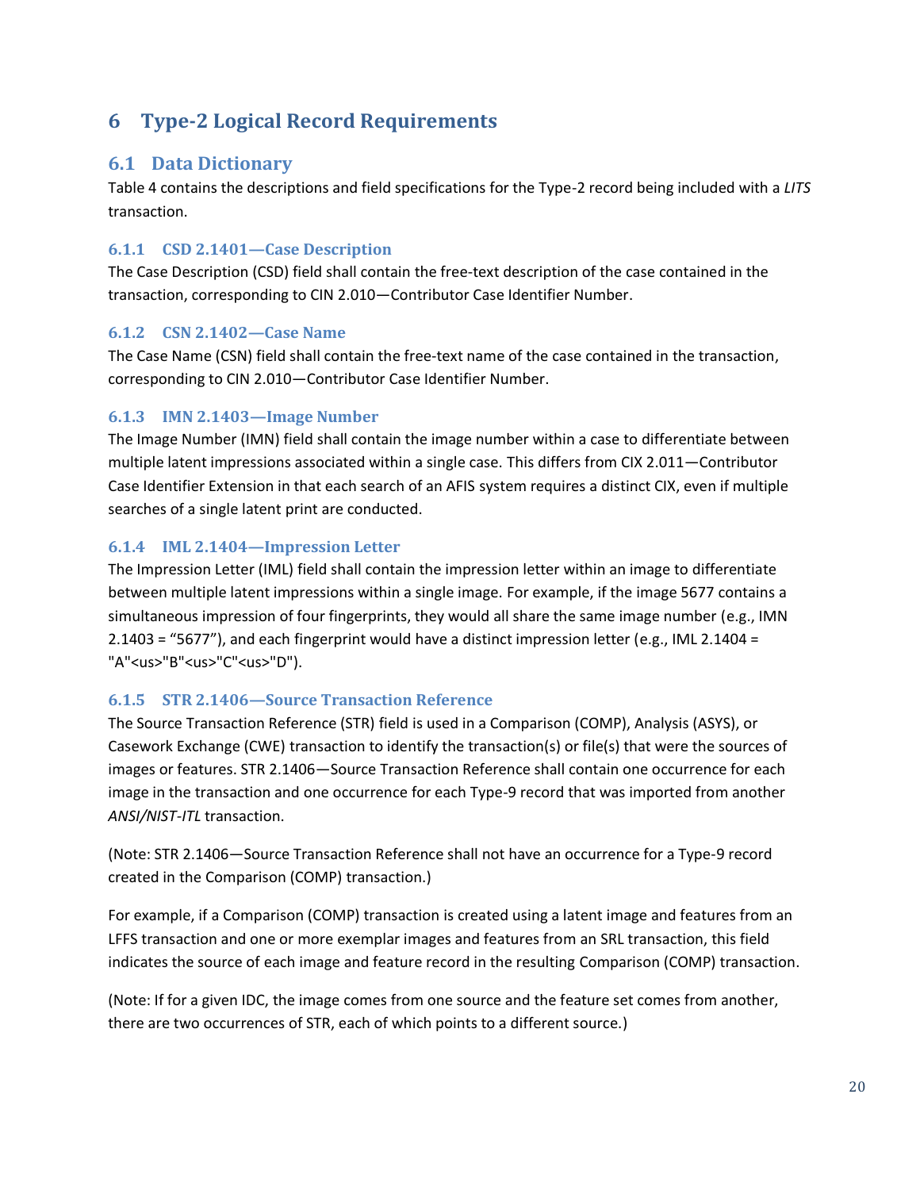# 6 Type-2 Logical Record Requirements

## 6.1 Data Dictionary

Table 4 contains the descriptions and field specifications for the Type-2 record being included with a *LITS* transaction.

### 6.1.1 CSD 2.1401—Case Description

The Case Description (CSD) field shall contain the free-text description of the case contained in the transaction, corresponding to CIN 2.010—Contributor Case Identifier Number.

### 6.1.2 CSN 2.1402—Case Name

The Case Name (CSN) field shall contain the free-text name of the case contained in the transaction, corresponding to CIN 2.010—Contributor Case Identifier Number.

### 6.1.3 IMN 2.1403—Image Number

The Image Number (IMN) field shall contain the image number within a case to differentiate between multiple latent impressions associated within a single case. This differs from CIX 2.011—Contributor Case Identifier Extension in that each search of an AFIS system requires a distinct CIX, even if multiple searches of a single latent print are conducted.

### 6.1.4 IML 2.1404—Impression Letter

The Impression Letter (IML) field shall contain the impression letter within an image to differentiate between multiple latent impressions within a single image. For example, if the image 5677 contains a simultaneous impression of four fingerprints, they would all share the same image number (e.g., IMN 2.1403 = "5677"), and each fingerprint would have a distinct impression letter (e.g., IML 2.1404 = "A"<us>"B"<us>"C"<us>"D").

### 6.1.5 STR 2.1406—Source Transaction Reference

The Source Transaction Reference (STR) field is used in a Comparison (COMP), Analysis (ASYS), or Casework Exchange (CWE) transaction to identify the transaction(s) or file(s) that were the sources of images or features. STR 2.1406—Source Transaction Reference shall contain one occurrence for each image in the transaction and one occurrence for each Type-9 record that was imported from another *ANSI/NIST-ITL* transaction.

(Note: STR 2.1406—Source Transaction Reference shall not have an occurrence for a Type-9 record created in the Comparison (COMP) transaction.)

For example, if a Comparison (COMP) transaction is created using a latent image and features from an LFFS transaction and one or more exemplar images and features from an SRL transaction, this field indicates the source of each image and feature record in the resulting Comparison (COMP) transaction.

(Note: If for a given IDC, the image comes from one source and the feature set comes from another, there are two occurrences of STR, each of which points to a different source.)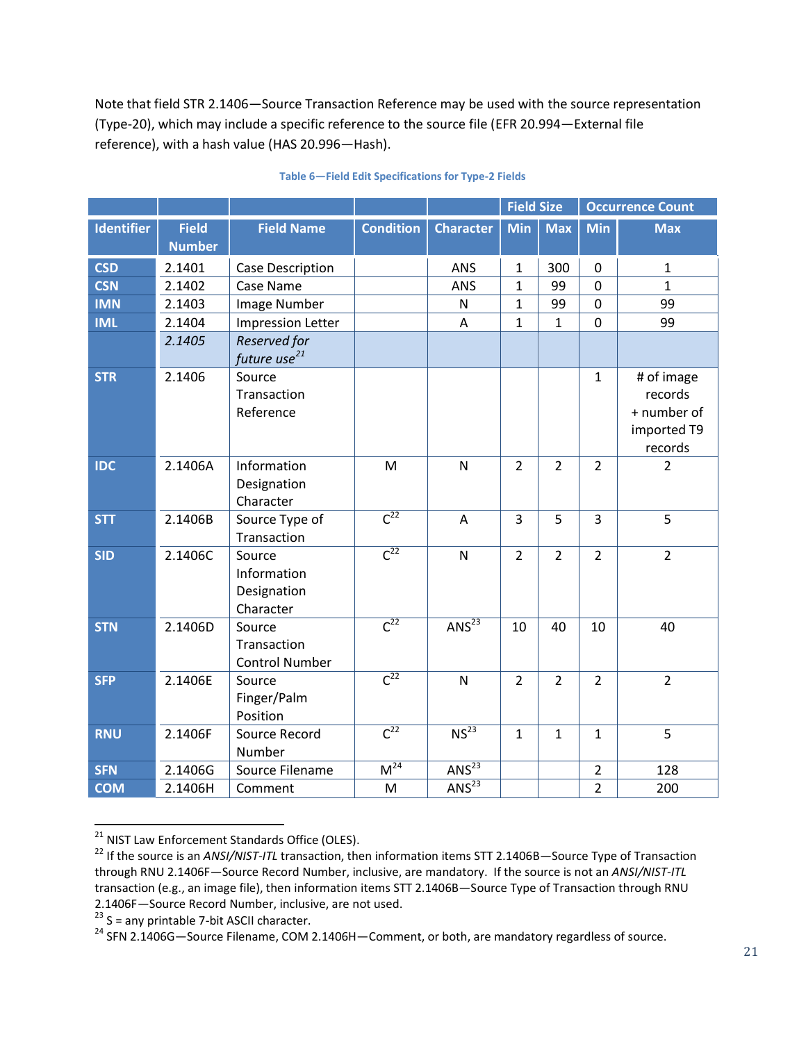Note that field STR 2.1406—Source Transaction Reference may be used with the source representation (Type-20), which may include a specific reference to the source file (EFR 20.994—External file reference), with a hash value (HAS 20.996—Hash).

**Table 6—Field Edit Specifications for Type-2 Fields**

| | | | | | Field Size | | Occurrence Count | |
|---|---|---|---|---|---|---|---|---|
| **Identifier** | **Field Number** | **Field Name** | **Condition** | **Character** | **Min** | **Max** | **Min** | **Max** |
| **CSD** | 2.1401 | Case Description | | ANS | 1 | 300 | 0 | 1 |
| **CSN** | 2.1402 | Case Name | | ANS | 1 | 99 | 0 | 1 |
| **IMN** | 2.1403 | Image Number | | N | 1 | 99 | 0 | 99 |
| **IML** | 2.1404 | Impression Letter | | A | 1 | 1 | 0 | 99 |
| | *2.1405* | *Reserved for future use*[21] | | | | | | |
| **STR** | 2.1406 | Source Transaction Reference | | | | | 1 | # of image records + number of imported T9 records |
| **IDC** | 2.1406A | Information Designation Character | M | N | 2 | 2 | 2 | 2 |
| **STT** | 2.1406B | Source Type of Transaction | C[22] | A | 3 | 5 | 3 | 5 |
| **SID** | 2.1406C | Source Information Designation Character | C[22] | N | 2 | 2 | 2 | 2 |
| **STN** | 2.1406D | Source Transaction Control Number | C[22] | ANS[23] | 10 | 40 | 10 | 40 |
| **SFP** | 2.1406E | Source Finger/Palm Position | C[22] | N | 2 | 2 | 2 | 2 |
| **RNU** | 2.1406F | Source Record Number | C[22] | NS[23] | 1 | 1 | 1 | 5 |
| **SFN** | 2.1406G | Source Filename | M[24] | ANS[23] | | | 2 | 128 |
| **COM** | 2.1406H | Comment | M | ANS[23] | | | 2 | 200 |

[21] NIST Law Enforcement Standards Office (OLES).

[22] If the source is an *ANSI/NIST-ITL* transaction, then information items STT 2.1406B—Source Type of Transaction through RNU 2.1406F—Source Record Number, inclusive, are mandatory. If the source is not an *ANSI/NIST-ITL* transaction (e.g., an image file), then information items STT 2.1406B—Source Type of Transaction through RNU 2.1406F—Source Record Number, inclusive, are not used.

[23] S = any printable 7-bit ASCII character.

[24] SFN 2.1406G—Source Filename, COM 2.1406H—Comment, or both, are mandatory regardless of source.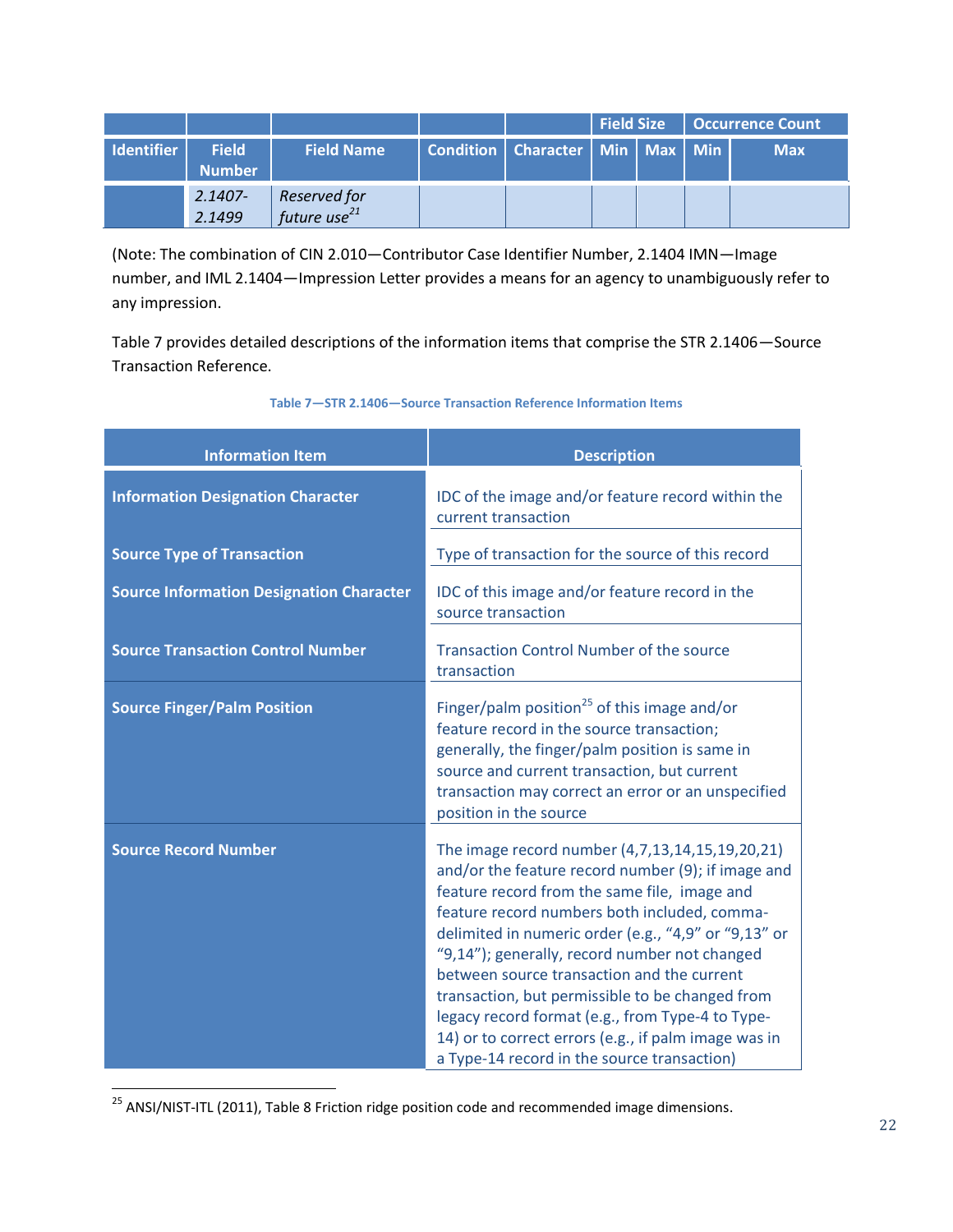| | | | | | Field Size | | Occurrence Count | |
|---|---|---|---|---|---|---|---|---|
| Identifier | Field Number | Field Name | Condition | Character | Min | Max | Min | Max |
| | *2.1407-2.1499* | *Reserved for future use*[21] | | | | | | |

(Note: The combination of CIN 2.010—Contributor Case Identifier Number, 2.1404 IMN—Image number, and IML 2.1404—Impression Letter provides a means for an agency to unambiguously refer to any impression.

Table 7 provides detailed descriptions of the information items that comprise the STR 2.1406—Source Transaction Reference.

**Table 7—STR 2.1406—Source Transaction Reference Information Items**

| Information Item | Description |
|---|---|
| **Information Designation Character** | IDC of the image and/or feature record within the current transaction |
| **Source Type of Transaction** | Type of transaction for the source of this record |
| **Source Information Designation Character** | IDC of this image and/or feature record in the source transaction |
| **Source Transaction Control Number** | Transaction Control Number of the source transaction |
| **Source Finger/Palm Position** | Finger/palm position[25] of this image and/or feature record in the source transaction; generally, the finger/palm position is same in source and current transaction, but current transaction may correct an error or an unspecified position in the source |
| **Source Record Number** | The image record number (4,7,13,14,15,19,20,21) and/or the feature record number (9); if image and feature record from the same file, image and feature record numbers both included, comma-delimited in numeric order (e.g., "4,9" or "9,13" or "9,14"); generally, record number not changed between source transaction and the current transaction, but permissible to be changed from legacy record format (e.g., from Type-4 to Type-14) or to correct errors (e.g., if palm image was in a Type-14 record in the source transaction) |

[25] ANSI/NIST-ITL (2011), Table 8 Friction ridge position code and recommended image dimensions.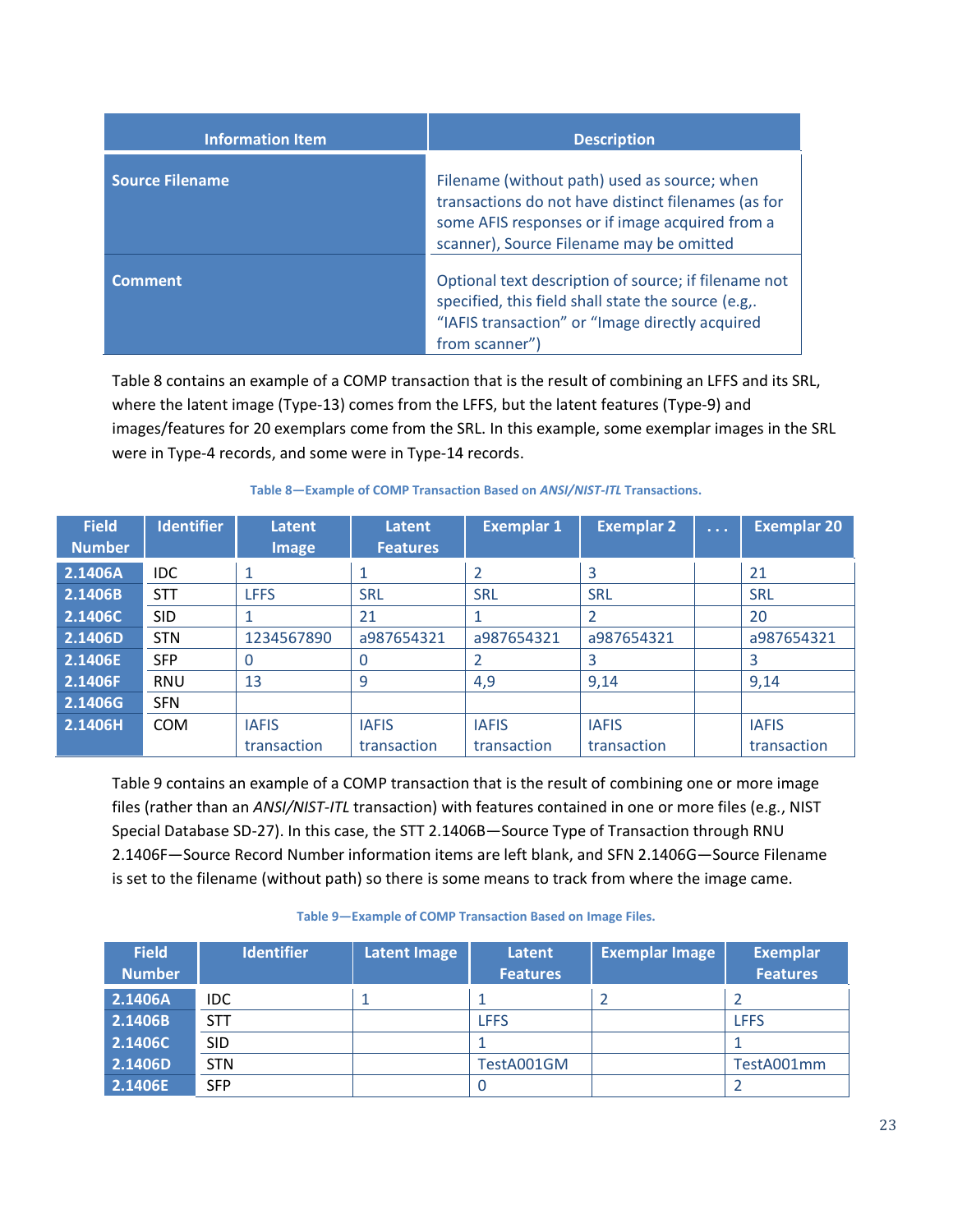| Information Item | Description |
| --- | --- |
| **Source Filename** | Filename (without path) used as source; when transactions do not have distinct filenames (as for some AFIS responses or if image acquired from a scanner), Source Filename may be omitted |
| **Comment** | Optional text description of source; if filename not specified, this field shall state the source (e.g,. “IAFIS transaction” or “Image directly acquired from scanner”) |

Table 8 contains an example of a COMP transaction that is the result of combining an LFFS and its SRL, where the latent image (Type-13) comes from the LFFS, but the latent features (Type-9) and images/features for 20 exemplars come from the SRL. In this example, some exemplar images in the SRL were in Type-4 records, and some were in Type-14 records.

**Table 8—Example of COMP Transaction Based on *ANSI/NIST-ITL* Transactions.**

| Field Number | Identifier | Latent Image | Latent Features | Exemplar 1 | Exemplar 2 | . . . | Exemplar 20 |
| --- | --- | --- | --- | --- | --- | --- | --- |
| **2.1406A** | IDC | 1 | 1 | 2 | 3 | | 21 |
| **2.1406B** | STT | LFFS | SRL | SRL | SRL | | SRL |
| **2.1406C** | SID | 1 | 21 | 1 | 2 | | 20 |
| **2.1406D** | STN | 1234567890 | a987654321 | a987654321 | a987654321 | | a987654321 |
| **2.1406E** | SFP | 0 | 0 | 2 | 3 | | 3 |
| **2.1406F** | RNU | 13 | 9 | 4,9 | 9,14 | | 9,14 |
| **2.1406G** | SFN | | | | | | |
| **2.1406H** | COM | IAFIS transaction | IAFIS transaction | IAFIS transaction | IAFIS transaction | | IAFIS transaction |

Table 9 contains an example of a COMP transaction that is the result of combining one or more image files (rather than an *ANSI/NIST-ITL* transaction) with features contained in one or more files (e.g., NIST Special Database SD-27). In this case, the STT 2.1406B—Source Type of Transaction through RNU 2.1406F—Source Record Number information items are left blank, and SFN 2.1406G—Source Filename is set to the filename (without path) so there is some means to track from where the image came.

**Table 9—Example of COMP Transaction Based on Image Files.**

| Field Number | Identifier | Latent Image | Latent Features | Exemplar Image | Exemplar Features |
| --- | --- | --- | --- | --- | --- |
| **2.1406A** | IDC | 1 | 1 | 2 | 2 |
| **2.1406B** | STT | | LFFS | | LFFS |
| **2.1406C** | SID | | 1 | | 1 |
| **2.1406D** | STN | | TestA001GM | | TestA001mm |
| **2.1406E** | SFP | | 0 | | 2 |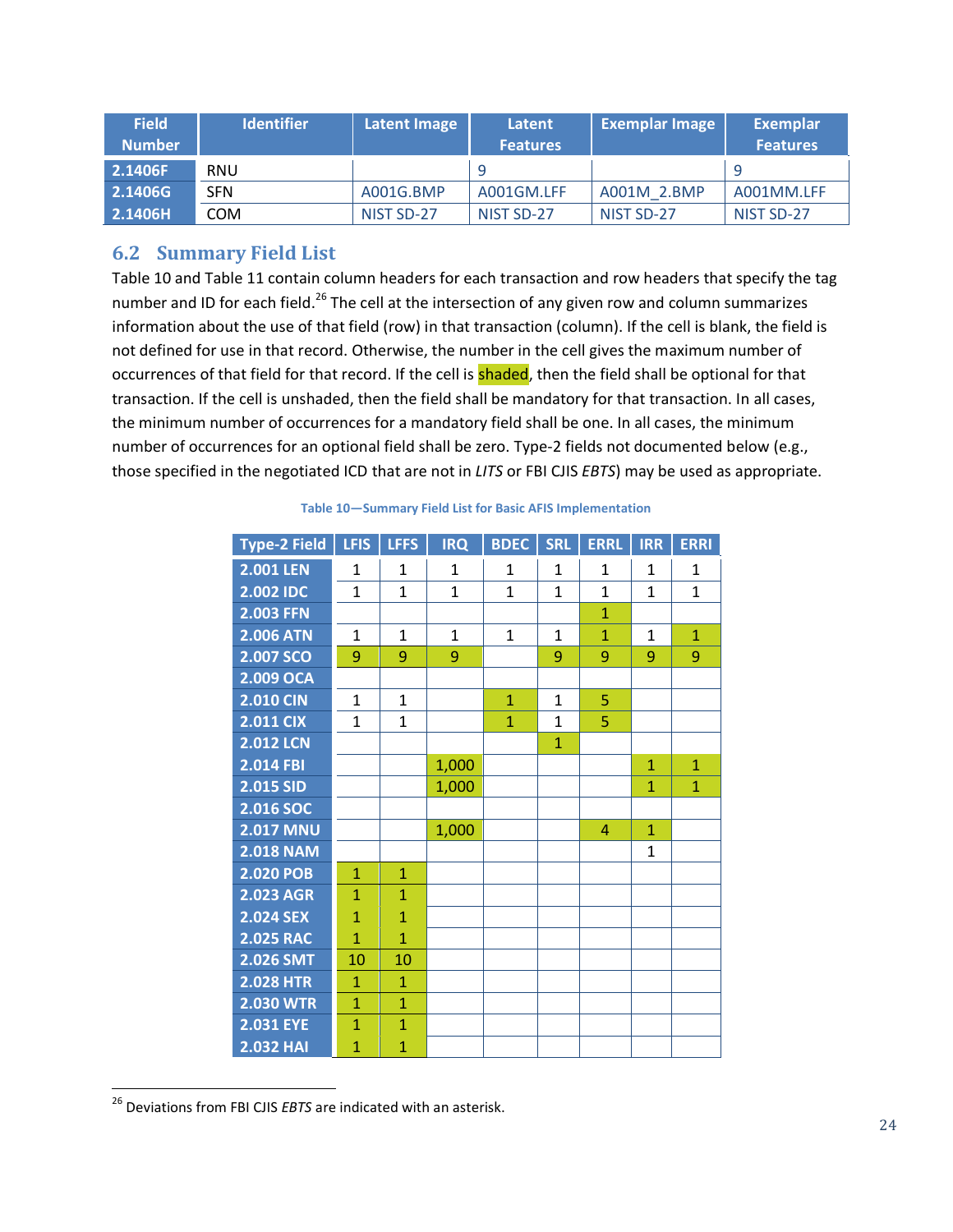| Field Number | Identifier | Latent Image | Latent Features | Exemplar Image | Exemplar Features |
|---|---|---|---|---|---|
| 2.1406F | RNU | | 9 | | 9 |
| 2.1406G | SFN | A001G.BMP | A001GM.LFF | A001M_2.BMP | A001MM.LFF |
| 2.1406H | COM | NIST SD-27 | NIST SD-27 | NIST SD-27 | NIST SD-27 |

## 6.2 Summary Field List

Table 10 and Table 11 contain column headers for each transaction and row headers that specify the tag number and ID for each field.[26] The cell at the intersection of any given row and column summarizes information about the use of that field (row) in that transaction (column). If the cell is blank, the field is not defined for use in that record. Otherwise, the number in the cell gives the maximum number of occurrences of that field for that record. If the cell is shaded, then the field shall be optional for that transaction. If the cell is unshaded, then the field shall be mandatory for that transaction. In all cases, the minimum number of occurrences for a mandatory field shall be one. In all cases, the minimum number of occurrences for an optional field shall be zero. Type-2 fields not documented below (e.g., those specified in the negotiated ICD that are not in *LITS* or FBI CJIS *EBTS*) may be used as appropriate.

Table 10—Summary Field List for Basic AFIS Implementation

| Type-2 Field | LFIS | LFFS | IRQ | BDEC | SRL | ERRL | IRR | ERRI |
|---|---|---|---|---|---|---|---|---|
| 2.001 LEN | 1 | 1 | 1 | 1 | 1 | 1 | 1 | 1 |
| 2.002 IDC | 1 | 1 | 1 | 1 | 1 | 1 | 1 | 1 |
| 2.003 FFN | | | | | | 1 | | |
| 2.006 ATN | 1 | 1 | 1 | 1 | 1 | 1 | 1 | 1 |
| 2.007 SCO | 9 | 9 | 9 | | 9 | 9 | 9 | 9 |
| 2.009 OCA | | | | | | | | |
| 2.010 CIN | 1 | 1 | | 1 | 1 | 5 | | |
| 2.011 CIX | 1 | 1 | | 1 | 1 | 5 | | |
| 2.012 LCN | | | | | 1 | | | |
| 2.014 FBI | | | 1,000 | | | | 1 | 1 |
| 2.015 SID | | | 1,000 | | | | 1 | 1 |
| 2.016 SOC | | | | | | | | |
| 2.017 MNU | | | 1,000 | | | 4 | 1 | |
| 2.018 NAM | | | | | | | 1 | |
| 2.020 POB | 1 | 1 | | | | | | |
| 2.023 AGR | 1 | 1 | | | | | | |
| 2.024 SEX | 1 | 1 | | | | | | |
| 2.025 RAC | 1 | 1 | | | | | | |
| 2.026 SMT | 10 | 10 | | | | | | |
| 2.028 HTR | 1 | 1 | | | | | | |
| 2.030 WTR | 1 | 1 | | | | | | |
| 2.031 EYE | 1 | 1 | | | | | | |
| 2.032 HAI | 1 | 1 | | | | | | |

[26] Deviations from FBI CJIS *EBTS* are indicated with an asterisk.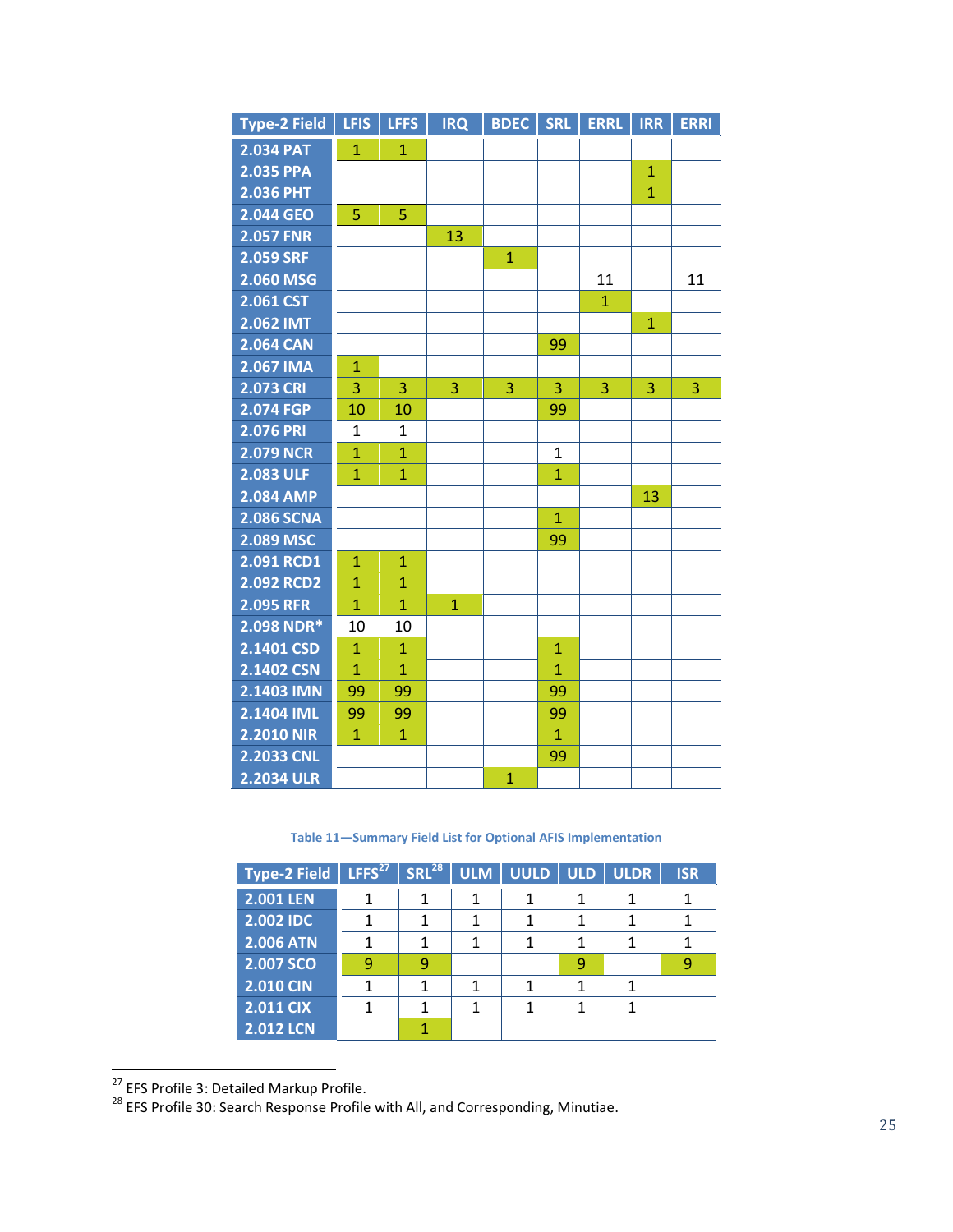| Type-2 Field | LFIS | LFFS | IRQ | BDEC | SRL | ERRL | IRR | ERRI |
|---|---|---|---|---|---|---|---|---|
| 2.034 PAT | 1 | 1 | | | | | | |
| 2.035 PPA | | | | | | | 1 | |
| 2.036 PHT | | | | | | | 1 | |
| 2.044 GEO | 5 | 5 | | | | | | |
| 2.057 FNR | | | 13 | | | | | |
| 2.059 SRF | | | | 1 | | | | |
| 2.060 MSG | | | | | | 11 | | 11 |
| 2.061 CST | | | | | | 1 | | |
| 2.062 IMT | | | | | | | 1 | |
| 2.064 CAN | | | | | 99 | | | |
| 2.067 IMA | 1 | | | | | | | |
| 2.073 CRI | 3 | 3 | 3 | 3 | 3 | 3 | 3 | 3 |
| 2.074 FGP | 10 | 10 | | | 99 | | | |
| 2.076 PRI | 1 | 1 | | | | | | |
| 2.079 NCR | 1 | 1 | | | 1 | | | |
| 2.083 ULF | 1 | 1 | | | 1 | | | |
| 2.084 AMP | | | | | | | 13 | |
| 2.086 SCNA | | | | | 1 | | | |
| 2.089 MSC | | | | | 99 | | | |
| 2.091 RCD1 | 1 | 1 | | | | | | |
| 2.092 RCD2 | 1 | 1 | | | | | | |
| 2.095 RFR | 1 | 1 | 1 | | | | | |
| 2.098 NDR* | 10 | 10 | | | | | | |
| 2.1401 CSD | 1 | 1 | | | 1 | | | |
| 2.1402 CSN | 1 | 1 | | | 1 | | | |
| 2.1403 IMN | 99 | 99 | | | 99 | | | |
| 2.1404 IML | 99 | 99 | | | 99 | | | |
| 2.2010 NIR | 1 | 1 | | | 1 | | | |
| 2.2033 CNL | | | | | 99 | | | |
| 2.2034 ULR | | | | 1 | | | | |

**Table 11—Summary Field List for Optional AFIS Implementation**

| Type-2 Field | LFFS[27] | SRL[28] | ULM | UULD | ULD | ULDR | ISR |
|---|---|---|---|---|---|---|---|
| 2.001 LEN | 1 | 1 | 1 | 1 | 1 | 1 | 1 |
| 2.002 IDC | 1 | 1 | 1 | 1 | 1 | 1 | 1 |
| 2.006 ATN | 1 | 1 | 1 | 1 | 1 | 1 | 1 |
| 2.007 SCO | 9 | 9 | | | 9 | | 9 |
| 2.010 CIN | 1 | 1 | 1 | 1 | 1 | 1 | |
| 2.011 CIX | 1 | 1 | 1 | 1 | 1 | 1 | |
| 2.012 LCN | | 1 | | | | | |

[27] EFS Profile 3: Detailed Markup Profile.

[28] EFS Profile 30: Search Response Profile with All, and Corresponding, Minutiae.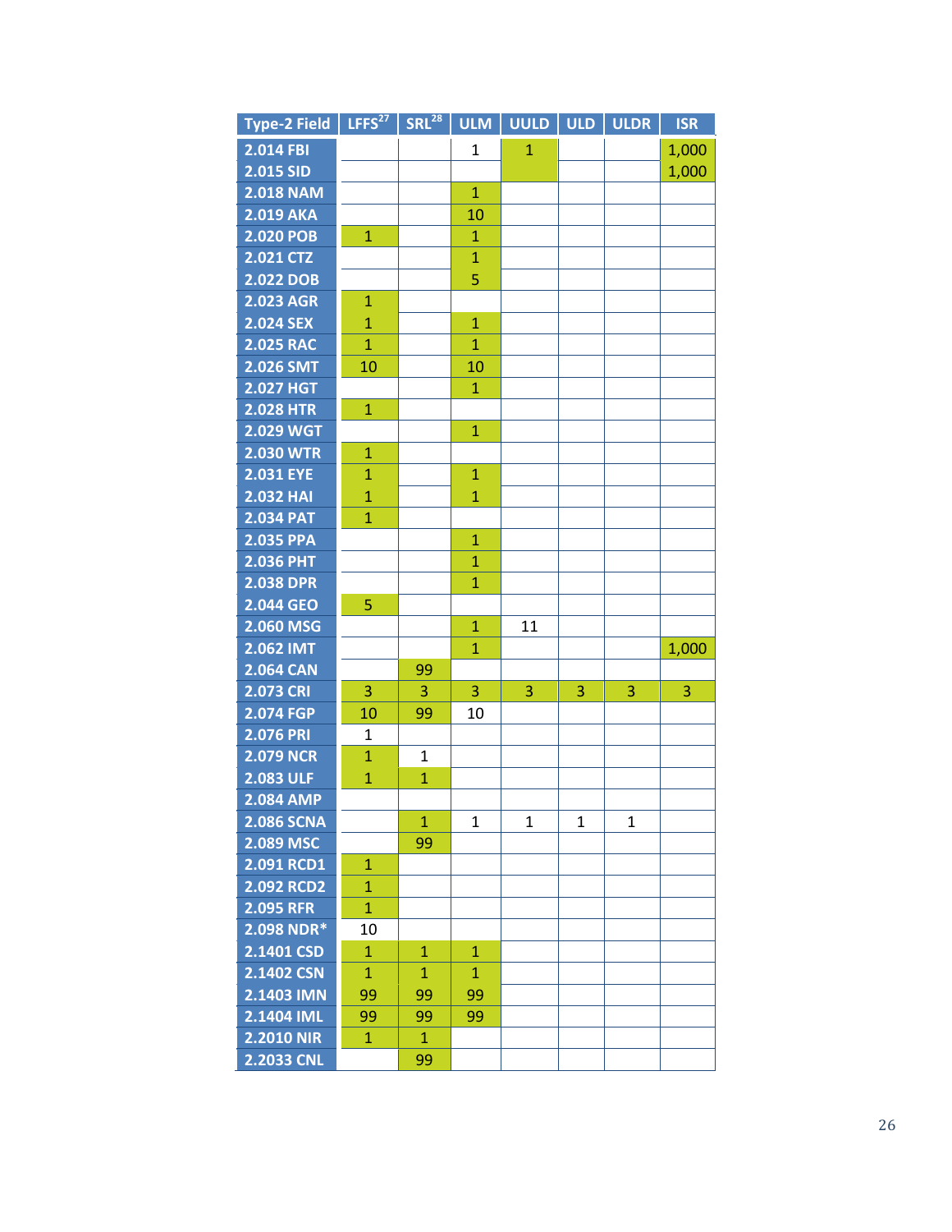| Type-2 Field | LFFS[27] | SRL[28] | ULM | UULD | ULD | ULDR | ISR |
|---|---|---|---|---|---|---|---|
| 2.014 FBI | | | 1 | 1 | | | 1,000 |
| 2.015 SID | | | | | | | 1,000 |
| 2.018 NAM | | | 1 | | | | |
| 2.019 AKA | | | 10 | | | | |
| 2.020 POB | 1 | | 1 | | | | |
| 2.021 CTZ | | | 1 | | | | |
| 2.022 DOB | | | 5 | | | | |
| 2.023 AGR | 1 | | | | | | |
| 2.024 SEX | 1 | | 1 | | | | |
| 2.025 RAC | 1 | | 1 | | | | |
| 2.026 SMT | 10 | | 10 | | | | |
| 2.027 HGT | | | 1 | | | | |
| 2.028 HTR | 1 | | | | | | |
| 2.029 WGT | | | 1 | | | | |
| 2.030 WTR | 1 | | | | | | |
| 2.031 EYE | 1 | | 1 | | | | |
| 2.032 HAI | 1 | | 1 | | | | |
| 2.034 PAT | 1 | | | | | | |
| 2.035 PPA | | | 1 | | | | |
| 2.036 PHT | | | 1 | | | | |
| 2.038 DPR | | | 1 | | | | |
| 2.044 GEO | 5 | | | | | | |
| 2.060 MSG | | | 1 | 11 | | | |
| 2.062 IMT | | | 1 | | | | 1,000 |
| 2.064 CAN | | 99 | | | | | |
| 2.073 CRI | 3 | 3 | 3 | 3 | 3 | 3 | 3 |
| 2.074 FGP | 10 | 99 | 10 | | | | |
| 2.076 PRI | 1 | | | | | | |
| 2.079 NCR | 1 | 1 | | | | | |
| 2.083 ULF | 1 | 1 | | | | | |
| 2.084 AMP | | | | | | | |
| 2.086 SCNA | | 1 | 1 | 1 | 1 | 1 | |
| 2.089 MSC | | 99 | | | | | |
| 2.091 RCD1 | 1 | | | | | | |
| 2.092 RCD2 | 1 | | | | | | |
| 2.095 RFR | 1 | | | | | | |
| 2.098 NDR* | 10 | | | | | | |
| 2.1401 CSD | 1 | 1 | 1 | | | | |
| 2.1402 CSN | 1 | 1 | 1 | | | | |
| 2.1403 IMN | 99 | 99 | 99 | | | | |
| 2.1404 IML | 99 | 99 | 99 | | | | |
| 2.2010 NIR | 1 | 1 | | | | | |
| 2.2033 CNL | | 99 | | | | | |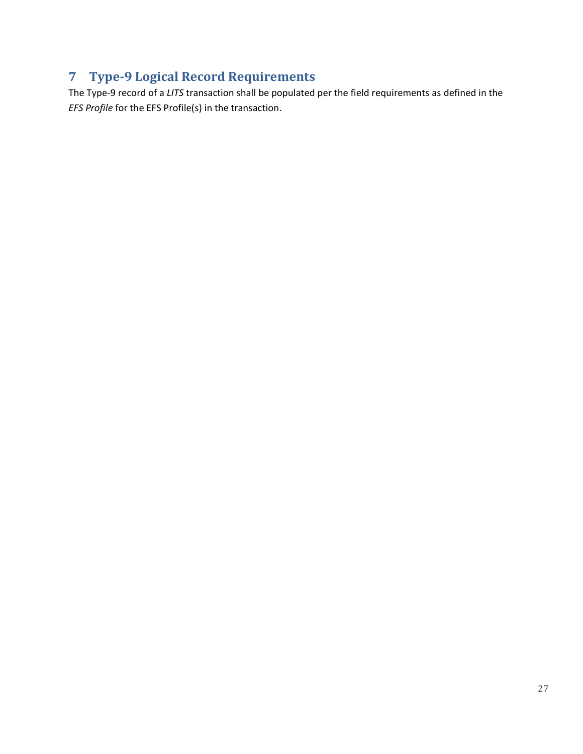# 7 Type-9 Logical Record Requirements

The Type-9 record of a *LITS* transaction shall be populated per the field requirements as defined in the *EFS Profile* for the EFS Profile(s) in the transaction.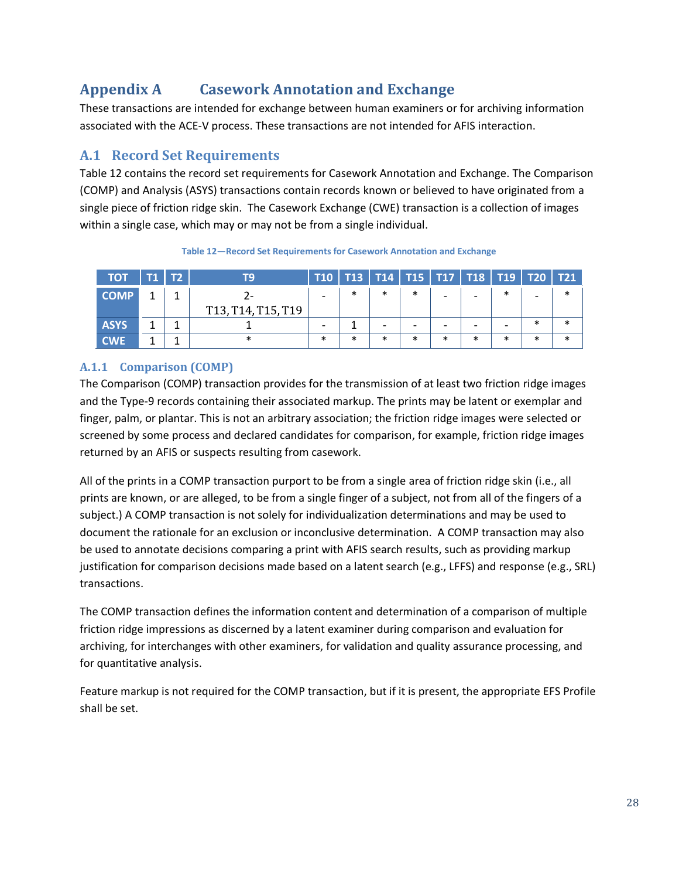# Appendix A Casework Annotation and Exchange

These transactions are intended for exchange between human examiners or for archiving information associated with the ACE-V process. These transactions are not intended for AFIS interaction.

## A.1 Record Set Requirements

Table 12 contains the record set requirements for Casework Annotation and Exchange. The Comparison (COMP) and Analysis (ASYS) transactions contain records known or believed to have originated from a single piece of friction ridge skin. The Casework Exchange (CWE) transaction is a collection of images within a single case, which may or may not be from a single individual.

**Table 12—Record Set Requirements for Casework Annotation and Exchange**

| TOT | T1 | T2 | T9 | T10 | T13 | T14 | T15 | T17 | T18 | T19 | T20 | T21 |
|---|---|---|---|---|---|---|---|---|---|---|---|---|
| COMP | 1 | 1 | 2- T13, T14, T15, T19 | - | * | * | * | - | - | * | - | * |
| ASYS | 1 | 1 | 1 | - | 1 | - | - | - | - | - | * | * |
| CWE | 1 | 1 | * | * | * | * | * | * | * | * | * | * |

### A.1.1 Comparison (COMP)

The Comparison (COMP) transaction provides for the transmission of at least two friction ridge images and the Type-9 records containing their associated markup. The prints may be latent or exemplar and finger, palm, or plantar. This is not an arbitrary association; the friction ridge images were selected or screened by some process and declared candidates for comparison, for example, friction ridge images returned by an AFIS or suspects resulting from casework.

All of the prints in a COMP transaction purport to be from a single area of friction ridge skin (i.e., all prints are known, or are alleged, to be from a single finger of a subject, not from all of the fingers of a subject.) A COMP transaction is not solely for individualization determinations and may be used to document the rationale for an exclusion or inconclusive determination. A COMP transaction may also be used to annotate decisions comparing a print with AFIS search results, such as providing markup justification for comparison decisions made based on a latent search (e.g., LFFS) and response (e.g., SRL) transactions.

The COMP transaction defines the information content and determination of a comparison of multiple friction ridge impressions as discerned by a latent examiner during comparison and evaluation for archiving, for interchanges with other examiners, for validation and quality assurance processing, and for quantitative analysis.

Feature markup is not required for the COMP transaction, but if it is present, the appropriate EFS Profile shall be set.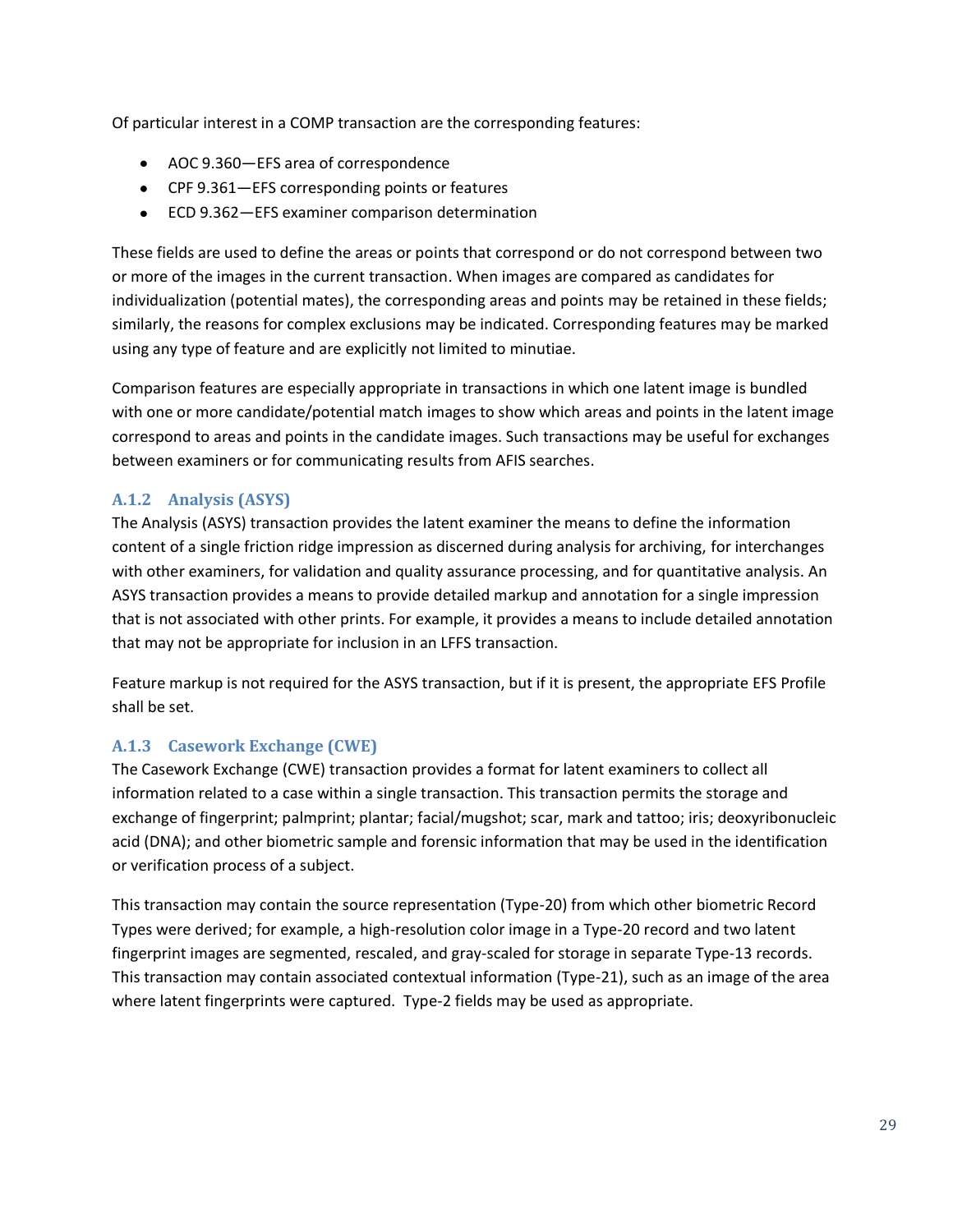Of particular interest in a COMP transaction are the corresponding features:

- AOC 9.360—EFS area of correspondence
- CPF 9.361—EFS corresponding points or features
- ECD 9.362—EFS examiner comparison determination

These fields are used to define the areas or points that correspond or do not correspond between two or more of the images in the current transaction. When images are compared as candidates for individualization (potential mates), the corresponding areas and points may be retained in these fields; similarly, the reasons for complex exclusions may be indicated. Corresponding features may be marked using any type of feature and are explicitly not limited to minutiae.

Comparison features are especially appropriate in transactions in which one latent image is bundled with one or more candidate/potential match images to show which areas and points in the latent image correspond to areas and points in the candidate images. Such transactions may be useful for exchanges between examiners or for communicating results from AFIS searches.

### A.1.2 Analysis (ASYS)

The Analysis (ASYS) transaction provides the latent examiner the means to define the information content of a single friction ridge impression as discerned during analysis for archiving, for interchanges with other examiners, for validation and quality assurance processing, and for quantitative analysis. An ASYS transaction provides a means to provide detailed markup and annotation for a single impression that is not associated with other prints. For example, it provides a means to include detailed annotation that may not be appropriate for inclusion in an LFFS transaction.

Feature markup is not required for the ASYS transaction, but if it is present, the appropriate EFS Profile shall be set.

### A.1.3 Casework Exchange (CWE)

The Casework Exchange (CWE) transaction provides a format for latent examiners to collect all information related to a case within a single transaction. This transaction permits the storage and exchange of fingerprint; palmprint; plantar; facial/mugshot; scar, mark and tattoo; iris; deoxyribonucleic acid (DNA); and other biometric sample and forensic information that may be used in the identification or verification process of a subject.

This transaction may contain the source representation (Type-20) from which other biometric Record Types were derived; for example, a high-resolution color image in a Type-20 record and two latent fingerprint images are segmented, rescaled, and gray-scaled for storage in separate Type-13 records. This transaction may contain associated contextual information (Type-21), such as an image of the area where latent fingerprints were captured. Type-2 fields may be used as appropriate.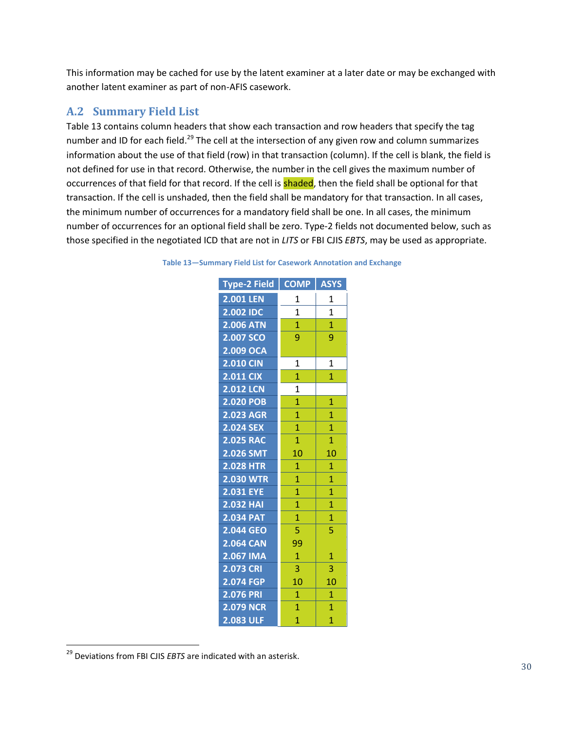This information may be cached for use by the latent examiner at a later date or may be exchanged with another latent examiner as part of non-AFIS casework.

## A.2 Summary Field List

Table 13 contains column headers that show each transaction and row headers that specify the tag number and ID for each field.[29] The cell at the intersection of any given row and column summarizes information about the use of that field (row) in that transaction (column). If the cell is blank, the field is not defined for use in that record. Otherwise, the number in the cell gives the maximum number of occurrences of that field for that record. If the cell is shaded, then the field shall be optional for that transaction. If the cell is unshaded, then the field shall be mandatory for that transaction. In all cases, the minimum number of occurrences for a mandatory field shall be one. In all cases, the minimum number of occurrences for an optional field shall be zero. Type-2 fields not documented below, such as those specified in the negotiated ICD that are not in *LITS* or FBI CJIS *EBTS*, may be used as appropriate.

**Table 13—Summary Field List for Casework Annotation and Exchange**

| Type-2 Field | COMP | ASYS |
|---|---|---|
| 2.001 LEN | 1 | 1 |
| 2.002 IDC | 1 | 1 |
| 2.006 ATN | 1 | 1 |
| 2.007 SCO | 9 | 9 |
| 2.009 OCA | | |
| 2.010 CIN | 1 | 1 |
| 2.011 CIX | 1 | 1 |
| 2.012 LCN | 1 | |
| 2.020 POB | 1 | 1 |
| 2.023 AGR | 1 | 1 |
| 2.024 SEX | 1 | 1 |
| 2.025 RAC | 1 | 1 |
| 2.026 SMT | 10 | 10 |
| 2.028 HTR | 1 | 1 |
| 2.030 WTR | 1 | 1 |
| 2.031 EYE | 1 | 1 |
| 2.032 HAI | 1 | 1 |
| 2.034 PAT | 1 | 1 |
| 2.044 GEO | 5 | 5 |
| 2.064 CAN | 99 | |
| 2.067 IMA | 1 | 1 |
| 2.073 CRI | 3 | 3 |
| 2.074 FGP | 10 | 10 |
| 2.076 PRI | 1 | 1 |
| 2.079 NCR | 1 | 1 |
| 2.083 ULF | 1 | 1 |

[29] Deviations from FBI CJIS *EBTS* are indicated with an asterisk.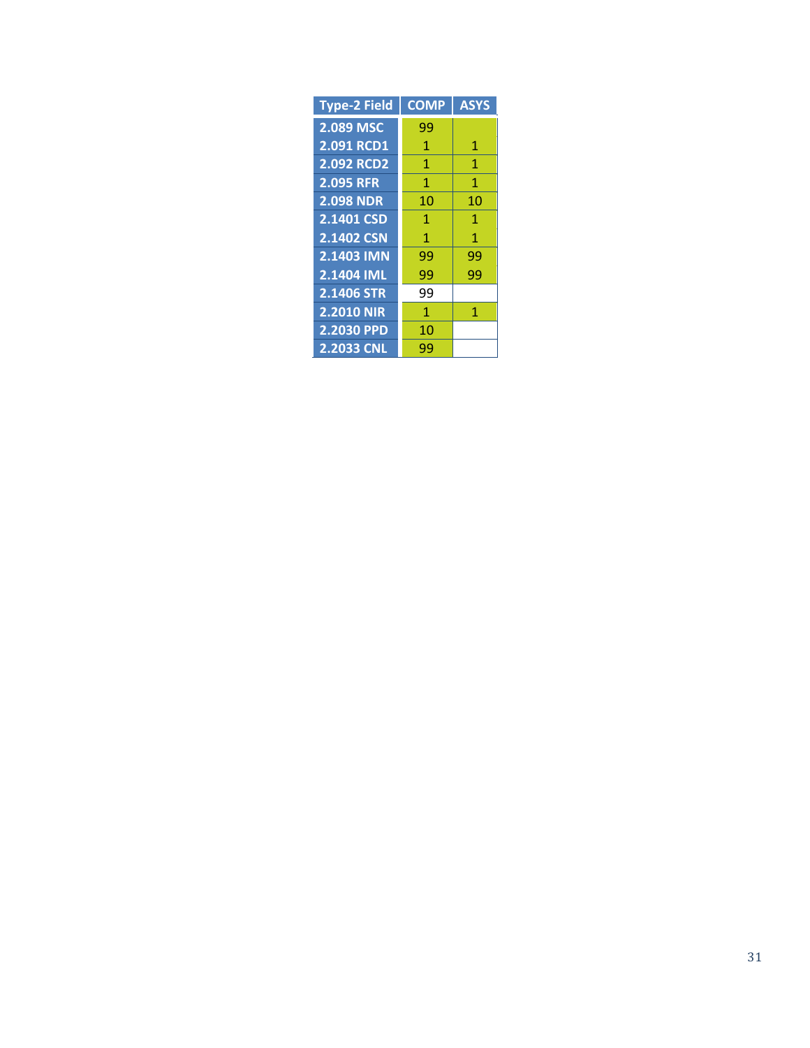| Type-2 Field | COMP | ASYS |
|---|---|---|
| 2.089 MSC | 99 | |
| 2.091 RCD1 | 1 | 1 |
| 2.092 RCD2 | 1 | 1 |
| 2.095 RFR | 1 | 1 |
| 2.098 NDR | 10 | 10 |
| 2.1401 CSD | 1 | 1 |
| 2.1402 CSN | 1 | 1 |
| 2.1403 IMN | 99 | 99 |
| 2.1404 IML | 99 | 99 |
| 2.1406 STR | 99 | |
| 2.2010 NIR | 1 | 1 |
| 2.2030 PPD | 10 | |
| 2.2033 CNL | 99 | |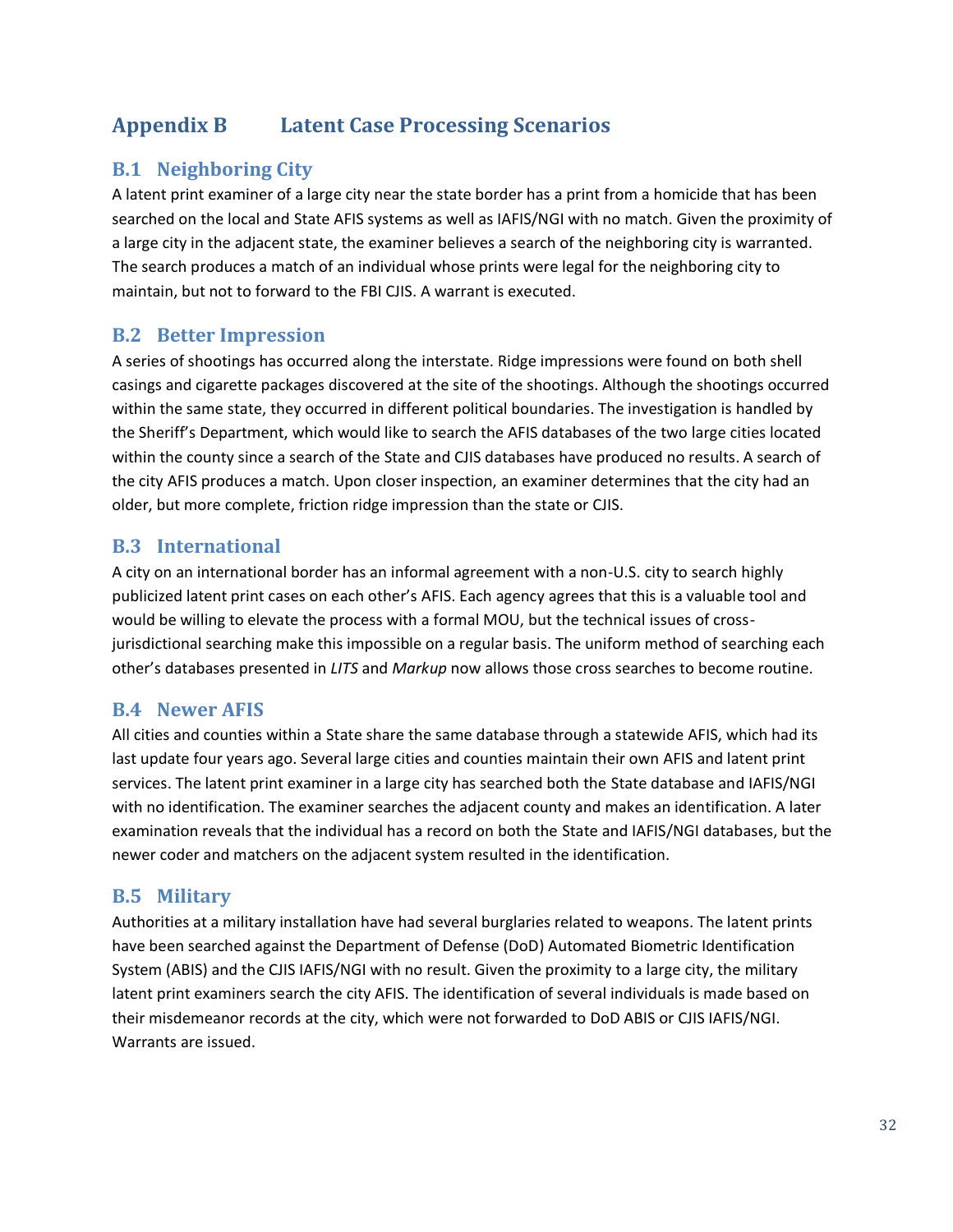# Appendix B Latent Case Processing Scenarios

## B.1 Neighboring City

A latent print examiner of a large city near the state border has a print from a homicide that has been searched on the local and State AFIS systems as well as IAFIS/NGI with no match. Given the proximity of a large city in the adjacent state, the examiner believes a search of the neighboring city is warranted. The search produces a match of an individual whose prints were legal for the neighboring city to maintain, but not to forward to the FBI CJIS. A warrant is executed.

## B.2 Better Impression

A series of shootings has occurred along the interstate. Ridge impressions were found on both shell casings and cigarette packages discovered at the site of the shootings. Although the shootings occurred within the same state, they occurred in different political boundaries. The investigation is handled by the Sheriff's Department, which would like to search the AFIS databases of the two large cities located within the county since a search of the State and CJIS databases have produced no results. A search of the city AFIS produces a match. Upon closer inspection, an examiner determines that the city had an older, but more complete, friction ridge impression than the state or CJIS.

## B.3 International

A city on an international border has an informal agreement with a non-U.S. city to search highly publicized latent print cases on each other's AFIS. Each agency agrees that this is a valuable tool and would be willing to elevate the process with a formal MOU, but the technical issues of cross-jurisdictional searching make this impossible on a regular basis. The uniform method of searching each other's databases presented in *LITS* and *Markup* now allows those cross searches to become routine.

## B.4 Newer AFIS

All cities and counties within a State share the same database through a statewide AFIS, which had its last update four years ago. Several large cities and counties maintain their own AFIS and latent print services. The latent print examiner in a large city has searched both the State database and IAFIS/NGI with no identification. The examiner searches the adjacent county and makes an identification. A later examination reveals that the individual has a record on both the State and IAFIS/NGI databases, but the newer coder and matchers on the adjacent system resulted in the identification.

## B.5 Military

Authorities at a military installation have had several burglaries related to weapons. The latent prints have been searched against the Department of Defense (DoD) Automated Biometric Identification System (ABIS) and the CJIS IAFIS/NGI with no result. Given the proximity to a large city, the military latent print examiners search the city AFIS. The identification of several individuals is made based on their misdemeanor records at the city, which were not forwarded to DoD ABIS or CJIS IAFIS/NGI. Warrants are issued.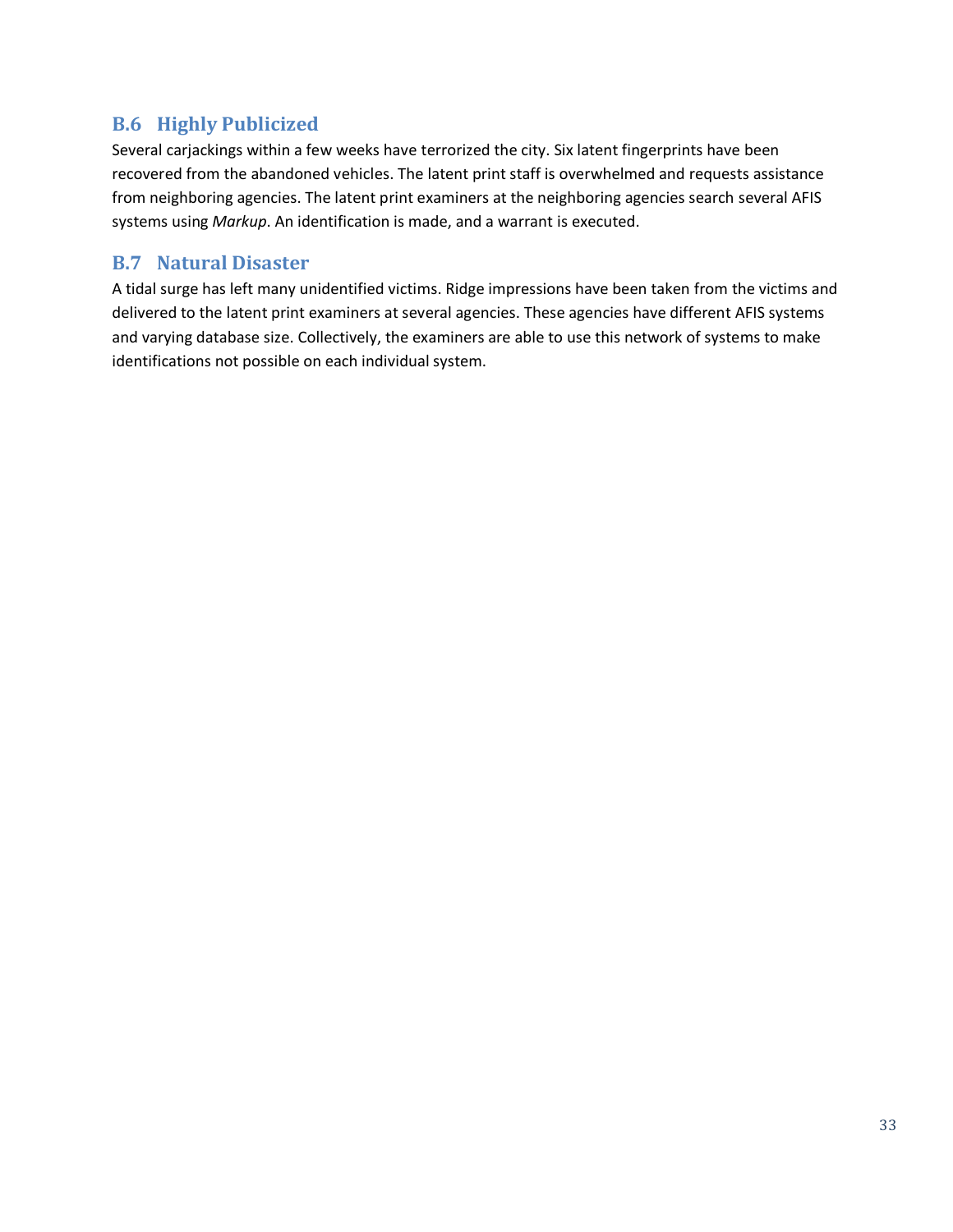## B.6 Highly Publicized

Several carjackings within a few weeks have terrorized the city. Six latent fingerprints have been recovered from the abandoned vehicles. The latent print staff is overwhelmed and requests assistance from neighboring agencies. The latent print examiners at the neighboring agencies search several AFIS systems using *Markup*. An identification is made, and a warrant is executed.

## B.7 Natural Disaster

A tidal surge has left many unidentified victims. Ridge impressions have been taken from the victims and delivered to the latent print examiners at several agencies. These agencies have different AFIS systems and varying database size. Collectively, the examiners are able to use this network of systems to make identifications not possible on each individual system.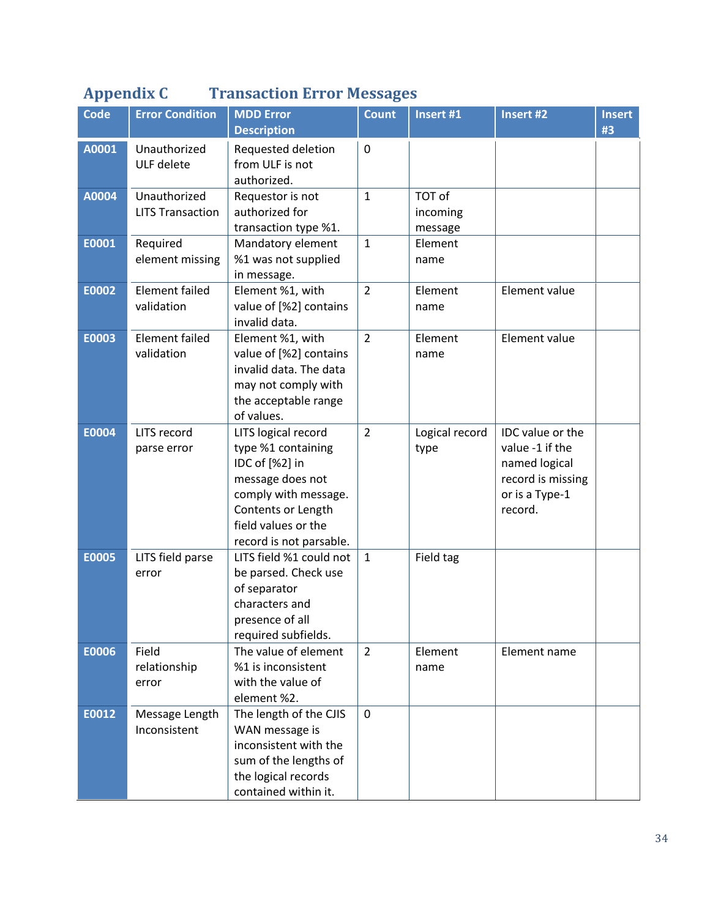# Appendix C Transaction Error Messages

| Code | Error Condition | MDD Error Description | Count | Insert #1 | Insert #2 | Insert #3 |
|---|---|---|---|---|---|---|
| **A0001** | Unauthorized ULF delete | Requested deletion from ULF is not authorized. | 0 | | | |
| **A0004** | Unauthorized LITS Transaction | Requestor is not authorized for transaction type %1. | 1 | TOT of incoming message | | |
| **E0001** | Required element missing | Mandatory element %1 was not supplied in message. | 1 | Element name | | |
| **E0002** | Element failed validation | Element %1, with value of [%2] contains invalid data. | 2 | Element name | Element value | |
| **E0003** | Element failed validation | Element %1, with value of [%2] contains invalid data. The data may not comply with the acceptable range of values. | 2 | Element name | Element value | |
| **E0004** | LITS record parse error | LITS logical record type %1 containing IDC of [%2] in message does not comply with message. Contents or Length field values or the record is not parsable. | 2 | Logical record type | IDC value or the value -1 if the named logical record is missing or is a Type-1 record. | |
| **E0005** | LITS field parse error | LITS field %1 could not be parsed. Check use of separator characters and presence of all required subfields. | 1 | Field tag | | |
| **E0006** | Field relationship error | The value of element %1 is inconsistent with the value of element %2. | 2 | Element name | Element name | |
| **E0012** | Message Length Inconsistent | The length of the CJIS WAN message is inconsistent with the sum of the lengths of the logical records contained within it. | 0 | | | |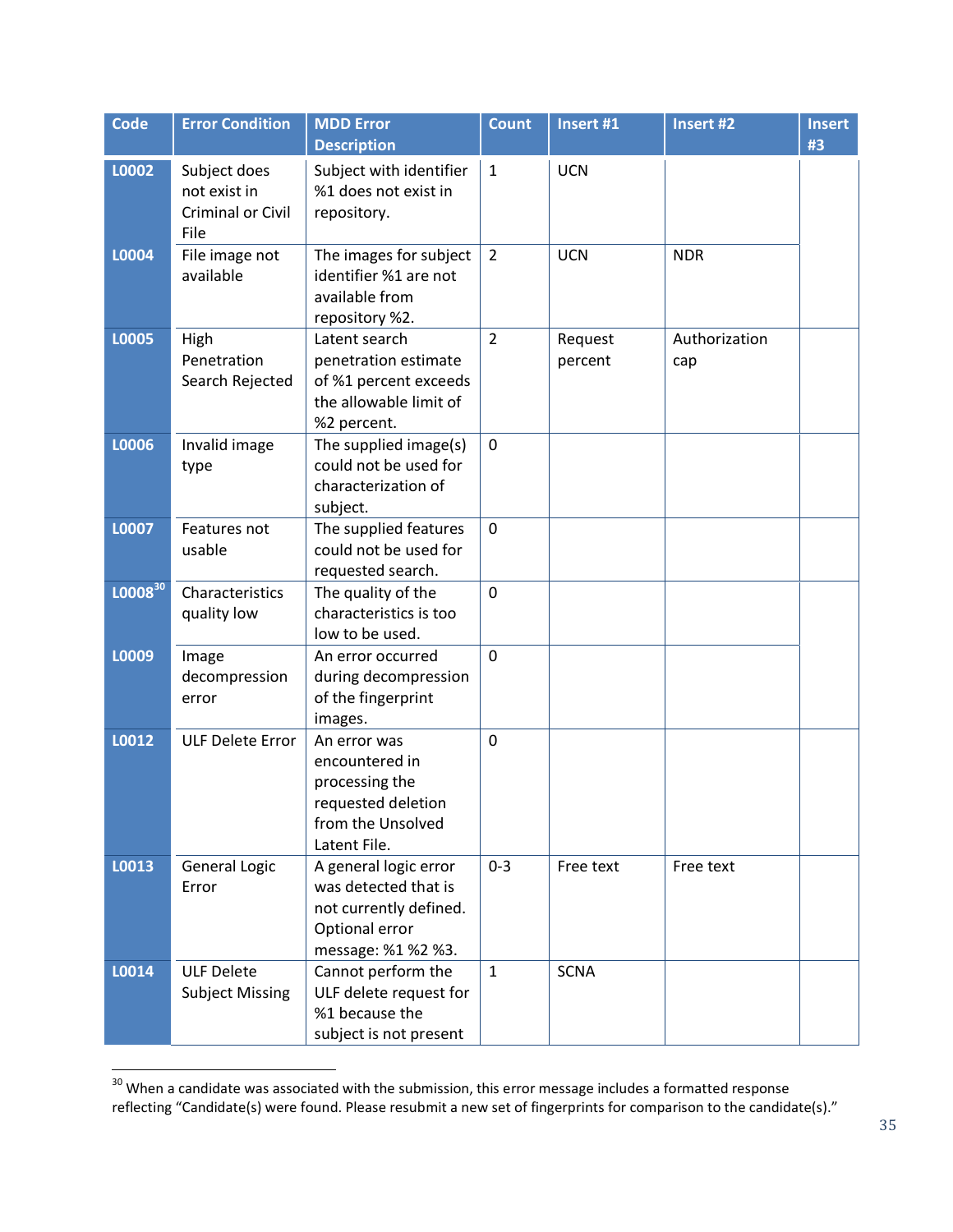| Code | Error Condition | MDD Error Description | Count | Insert #1 | Insert #2 | Insert #3 |
|---|---|---|---|---|---|---|
| L0002 | Subject does not exist in Criminal or Civil File | Subject with identifier %1 does not exist in repository. | 1 | UCN | | |
| L0004 | File image not available | The images for subject identifier %1 are not available from repository %2. | 2 | UCN | NDR | |
| L0005 | High Penetration Search Rejected | Latent search penetration estimate of %1 percent exceeds the allowable limit of %2 percent. | 2 | Request percent | Authorization cap | |
| L0006 | Invalid image type | The supplied image(s) could not be used for characterization of subject. | 0 | | | |
| L0007 | Features not usable | The supplied features could not be used for requested search. | 0 | | | |
| L0008[30] | Characteristics quality low | The quality of the characteristics is too low to be used. | 0 | | | |
| L0009 | Image decompression error | An error occurred during decompression of the fingerprint images. | 0 | | | |
| L0012 | ULF Delete Error | An error was encountered in processing the requested deletion from the Unsolved Latent File. | 0 | | | |
| L0013 | General Logic Error | A general logic error was detected that is not currently defined. Optional error message: %1 %2 %3. | 0-3 | Free text | Free text | |
| L0014 | ULF Delete Subject Missing | Cannot perform the ULF delete request for %1 because the subject is not present | 1 | SCNA | | |

[30] When a candidate was associated with the submission, this error message includes a formatted response reflecting "Candidate(s) were found. Please resubmit a new set of fingerprints for comparison to the candidate(s)."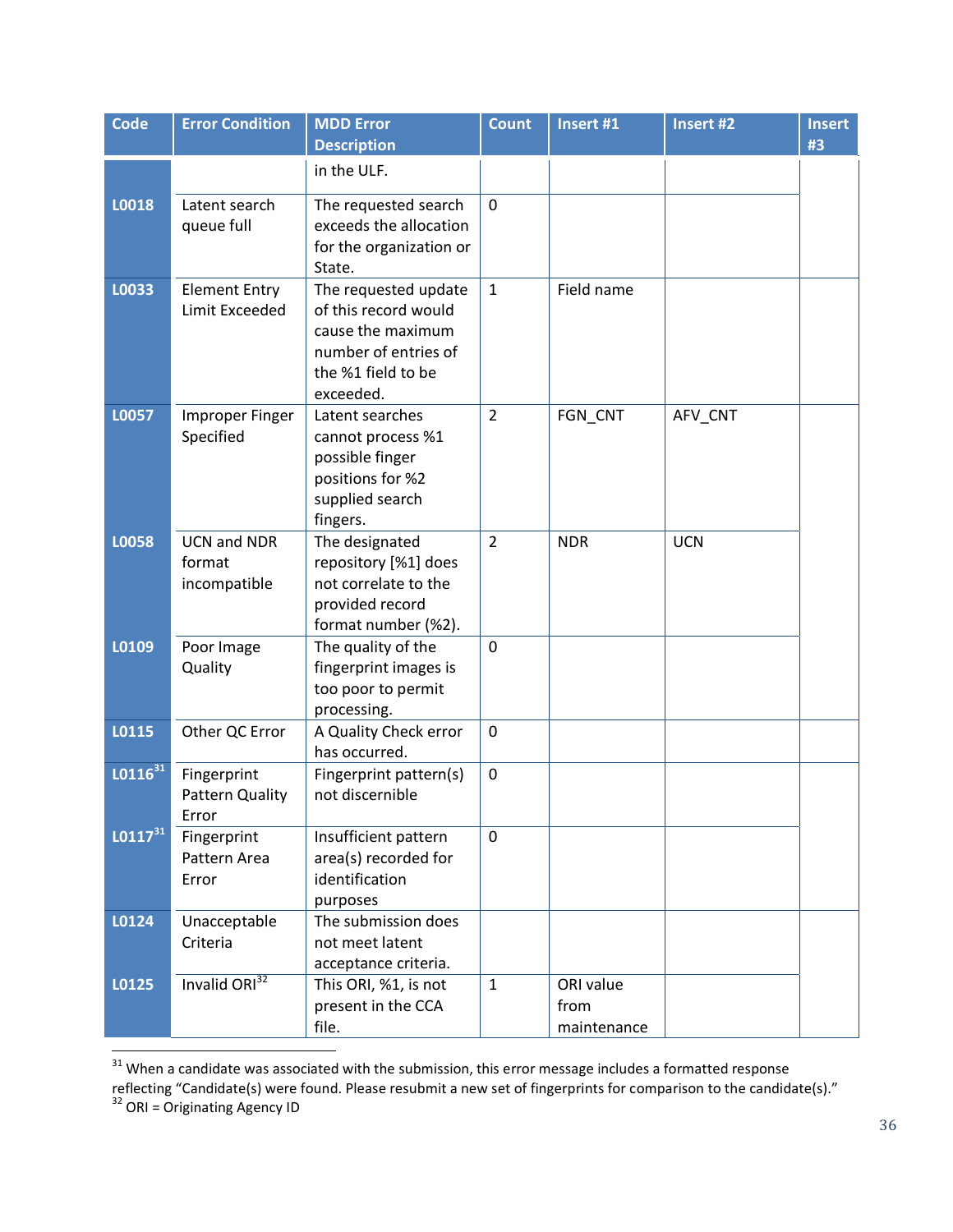| Code | Error Condition | MDD Error Description | Count | Insert #1 | Insert #2 | Insert #3 |
|---|---|---|---|---|---|---|
| | | in the ULF. | | | | |
| L0018 | Latent search queue full | The requested search exceeds the allocation for the organization or State. | 0 | | | |
| L0033 | Element Entry Limit Exceeded | The requested update of this record would cause the maximum number of entries of the %1 field to be exceeded. | 1 | Field name | | |
| L0057 | Improper Finger Specified | Latent searches cannot process %1 possible finger positions for %2 supplied search fingers. | 2 | FGN_CNT | AFV_CNT | |
| L0058 | UCN and NDR format incompatible | The designated repository [%1] does not correlate to the provided record format number (%2). | 2 | NDR | UCN | |
| L0109 | Poor Image Quality | The quality of the fingerprint images is too poor to permit processing. | 0 | | | |
| L0115 | Other QC Error | A Quality Check error has occurred. | 0 | | | |
| L0116[31] | Fingerprint Pattern Quality Error | Fingerprint pattern(s) not discernible | 0 | | | |
| L0117[31] | Fingerprint Pattern Area Error | Insufficient pattern area(s) recorded for identification purposes | 0 | | | |
| L0124 | Unacceptable Criteria | The submission does not meet latent acceptance criteria. | | | | |
| L0125 | Invalid ORI[32] | This ORI, %1, is not present in the CCA file. | 1 | ORI value from maintenance | | |

[31] When a candidate was associated with the submission, this error message includes a formatted response reflecting "Candidate(s) were found. Please resubmit a new set of fingerprints for comparison to the candidate(s)."

[32] ORI = Originating Agency ID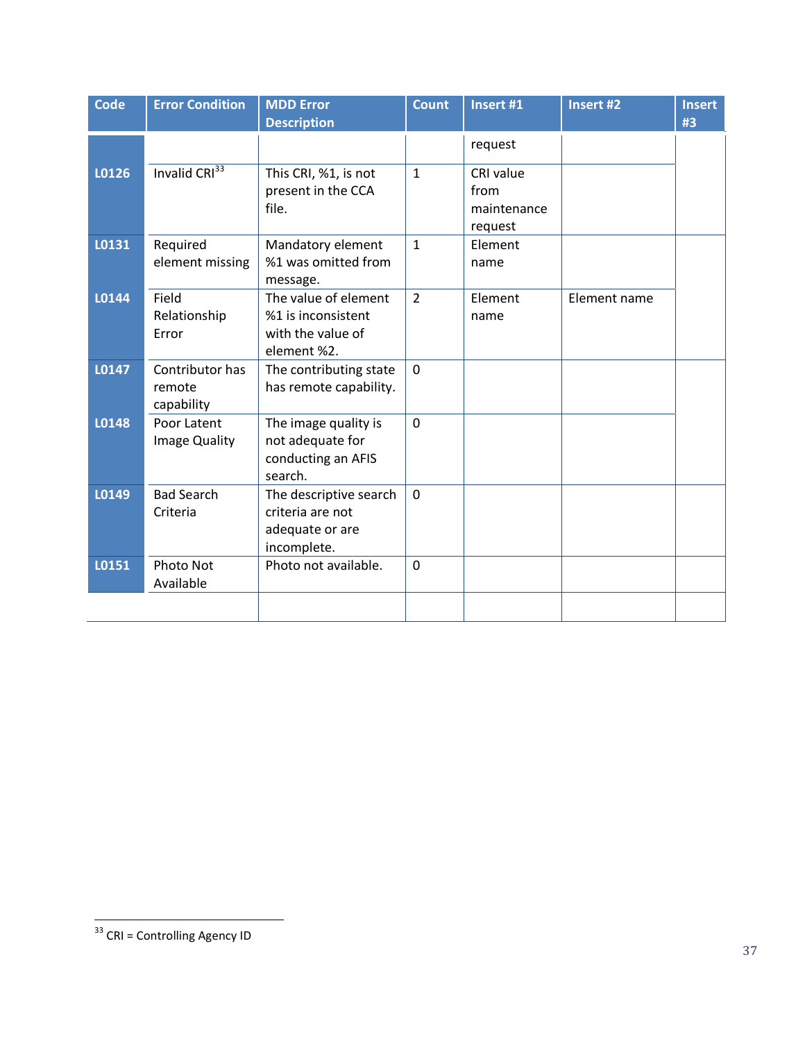| Code | Error Condition | MDD Error Description | Count | Insert #1 | Insert #2 | Insert #3 |
|---|---|---|---|---|---|---|
| | | | | request | | |
| L0126 | Invalid CRI[33] | This CRI, %1, is not present in the CCA file. | 1 | CRI value from maintenance request | | |
| L0131 | Required element missing | Mandatory element %1 was omitted from message. | 1 | Element name | | |
| L0144 | Field Relationship Error | The value of element %1 is inconsistent with the value of element %2. | 2 | Element name | Element name | |
| L0147 | Contributor has remote capability | The contributing state has remote capability. | 0 | | | |
| L0148 | Poor Latent Image Quality | The image quality is not adequate for conducting an AFIS search. | 0 | | | |
| L0149 | Bad Search Criteria | The descriptive search criteria are not adequate or are incomplete. | 0 | | | |
| L0151 | Photo Not Available | Photo not available. | 0 | | | |
| | | | | | | |

[33] CRI = Controlling Agency ID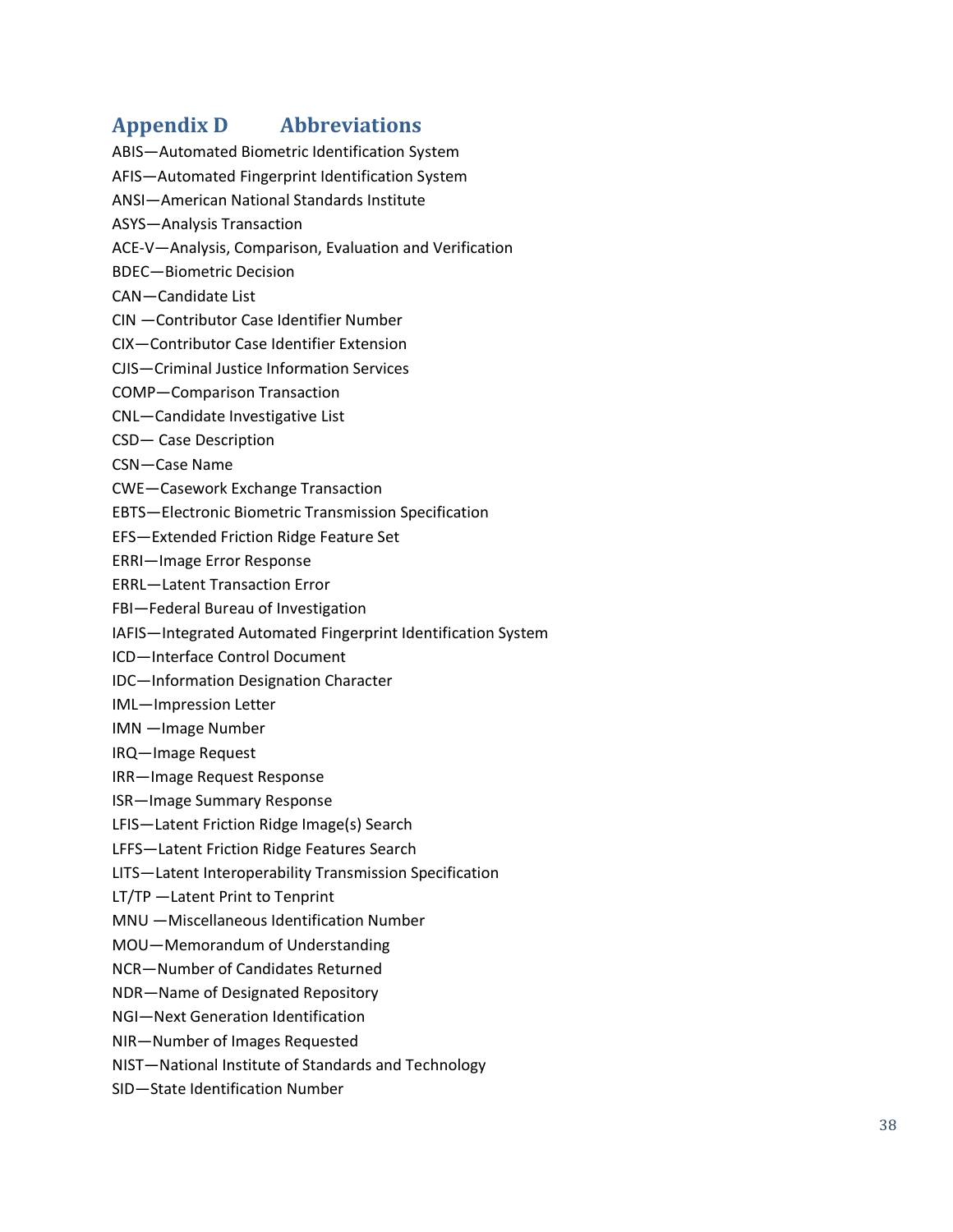# Appendix D Abbreviations

ABIS—Automated Biometric Identification System

AFIS—Automated Fingerprint Identification System

ANSI—American National Standards Institute

ASYS—Analysis Transaction

ACE-V—Analysis, Comparison, Evaluation and Verification

BDEC—Biometric Decision

CAN—Candidate List

CIN —Contributor Case Identifier Number

CIX—Contributor Case Identifier Extension

CJIS—Criminal Justice Information Services

COMP—Comparison Transaction

CNL—Candidate Investigative List

CSD— Case Description

CSN—Case Name

CWE—Casework Exchange Transaction

EBTS—Electronic Biometric Transmission Specification

EFS—Extended Friction Ridge Feature Set

ERRI—Image Error Response

ERRL—Latent Transaction Error

FBI—Federal Bureau of Investigation

IAFIS—Integrated Automated Fingerprint Identification System

ICD—Interface Control Document

IDC—Information Designation Character

IML—Impression Letter

IMN —Image Number

IRQ—Image Request

IRR—Image Request Response

ISR—Image Summary Response

LFIS—Latent Friction Ridge Image(s) Search

LFFS—Latent Friction Ridge Features Search

LITS—Latent Interoperability Transmission Specification

LT/TP —Latent Print to Tenprint

MNU —Miscellaneous Identification Number

MOU—Memorandum of Understanding

NCR—Number of Candidates Returned

NDR—Name of Designated Repository

NGI—Next Generation Identification

NIR—Number of Images Requested

NIST—National Institute of Standards and Technology

SID—State Identification Number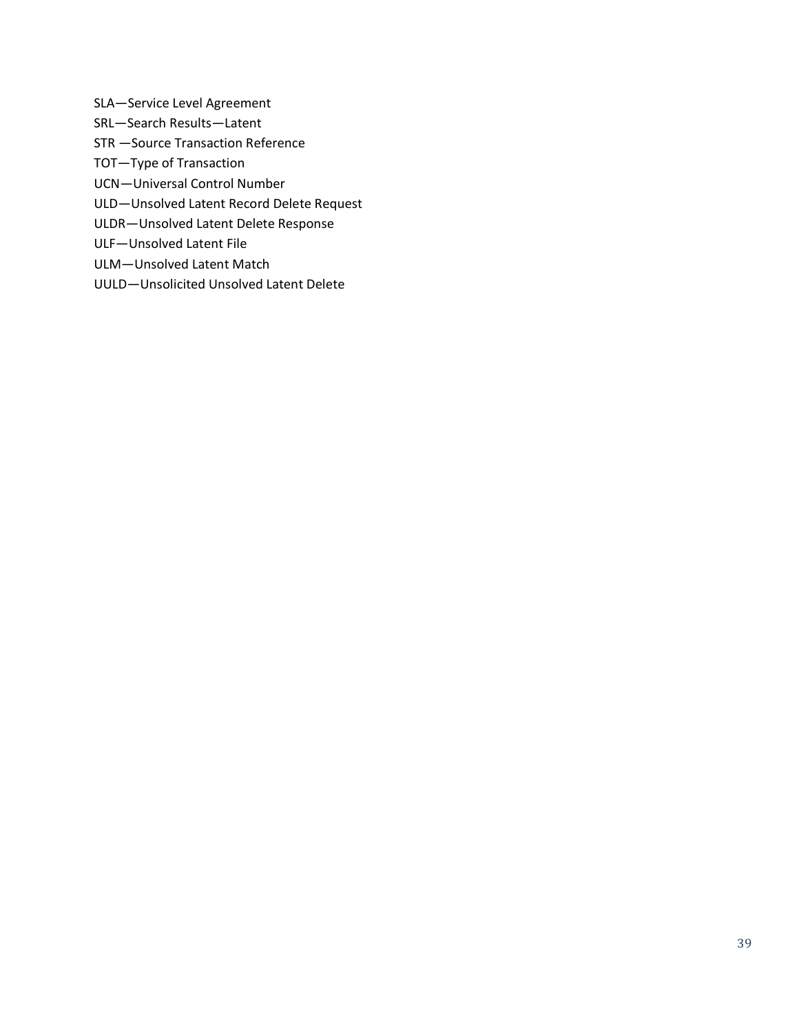SLA—Service Level Agreement

SRL—Search Results—Latent

STR —Source Transaction Reference

TOT—Type of Transaction

UCN—Universal Control Number

ULD—Unsolved Latent Record Delete Request

ULDR—Unsolved Latent Delete Response

ULF—Unsolved Latent File

ULM—Unsolved Latent Match

UULD—Unsolicited Unsolved Latent Delete